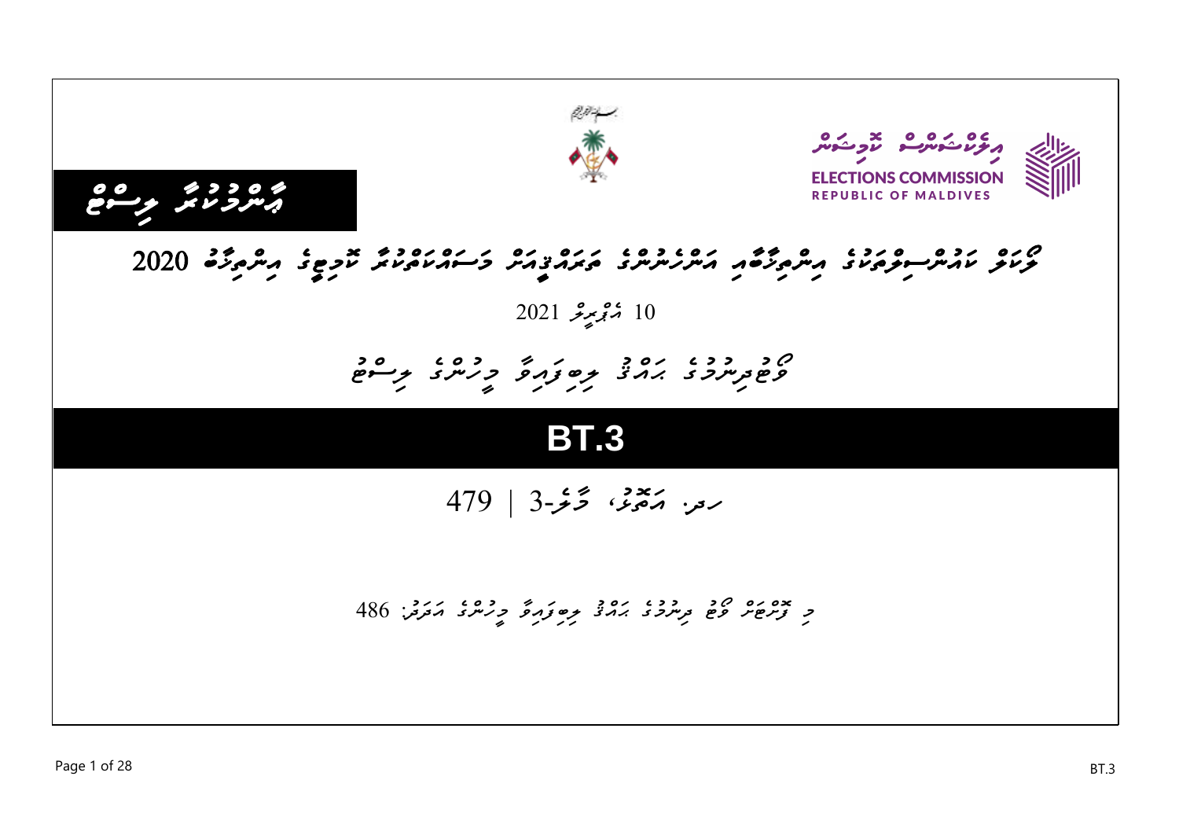بسم الله الرحمن الرحيم

އިލެކްޝަންސް ކޮމިޝަން
ELECTIONS COMMISSION
REPUBLIC OF MALDIVES

**އާންމުކުރާ ލިސްޓު**

# ލޯކަލް ކައުންސިލްތަކުގެ އިންތިޚާބާއި އަންހެނުންގެ ތަރައްޤީއަށް މަސައްކަތްކުރާ ކޮމިޓީގެ އިންތިޚާބު 2020

10 އޭޕްރިލް 2021

## ވޯޓުދިނުމުގެ ހައްޤު ލިބިފައިވާ މީހުންގެ ލިސްޓު

# BT.3

ހދ. އަތޮޅު، މާފަރު-3 | 479

މި ފޮށްޓަށް ވޯޓު ދިނުމުގެ ހައްޤު ލިބިފައިވާ މީހުންގެ އަދަދު: 486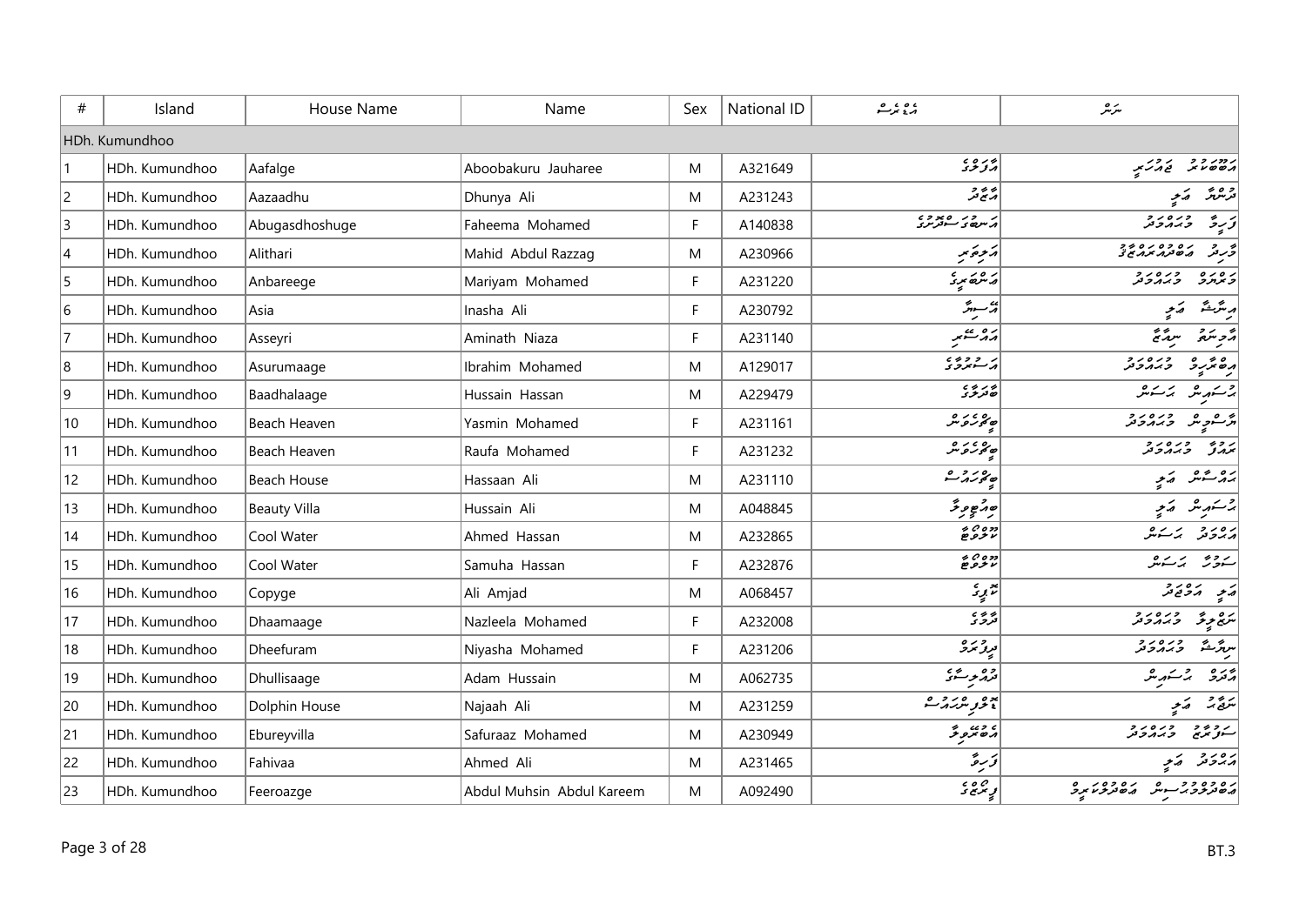| # | Island | House Name | Name | Sex | National ID | ގެއްގެ ނަން | ނަން |
|---|---|---|---|---|---|---|---|
| HDh. Kumundhoo | | | | | | | |
| 1 | HDh. Kumundhoo | Aafalge | Aboobakuru Jauharee | M | A321649 | އާފަލްގެ | އަބޫބަކުރު ޖައުހަރީ |
| 2 | HDh. Kumundhoo | Aazaadhu | Dhunya Ali | M | A231243 | އާޒާދު | ދުންޔާ އަލި |
| 3 | HDh. Kumundhoo | Abugasdhoshuge | Faheema Mohamed | F | A140838 | އަބުގަސްދޮށުގެ | ފަހީމާ މުހައްމަދު |
| 4 | HDh. Kumundhoo | Alithari | Mahid Abdul Razzag | M | A230966 | އަލިތަރި | މާހިދު އަބްދުއްރައްޒާގު |
| 5 | HDh. Kumundhoo | Anbareege | Mariyam Mohamed | F | A231220 | އަނބަރީގެ | މަރިޔަމް މުހައްމަދު |
| 6 | HDh. Kumundhoo | Asia | Inasha Ali | F | A230792 | އޭސިއާ | އިނާޝާ އަލި |
| 7 | HDh. Kumundhoo | Asseyri | Aminath Niaza | F | A231140 | އައްސޭރި | އާމިނަތު ނިޔާޒާ |
| 8 | HDh. Kumundhoo | Asurumaage | Ibrahim Mohamed | M | A129017 | އަސުރުމާގެ | އިބްރާހިމް މުހައްމަދު |
| 9 | HDh. Kumundhoo | Baadhalaage | Hussain Hassan | M | A229479 | ބާދަލާގެ | ހުސައިން ހަސަން |
| 10 | HDh. Kumundhoo | Beach Heaven | Yasmin Mohamed | F | A231161 | ބީޗްހެވަން | ޔާސްމިން މުހައްމަދު |
| 11 | HDh. Kumundhoo | Beach Heaven | Raufa Mohamed | F | A231232 | ބީޗްހެވަން | ރައުފާ މުހައްމަދު |
| 12 | HDh. Kumundhoo | Beach House | Hassaan Ali | M | A231110 | ބީޗްހައުސް | ހައްސާން އަލި |
| 13 | HDh. Kumundhoo | Beauty Villa | Hussain Ali | M | A048845 | ބިއުޓީވިލާ | ހުސައިން އަލި |
| 14 | HDh. Kumundhoo | Cool Water | Ahmed Hassan | M | A232865 | ކޫލްވޯޓާ | އަހުމަދު ހަސަން |
| 15 | HDh. Kumundhoo | Cool Water | Samuha Hassan | F | A232876 | ކޫލްވޯޓާ | ސަމޫހާ ހަސަން |
| 16 | HDh. Kumundhoo | Copyge | Ali Amjad | M | A068457 | ކޮޕީގެ | އަލި އަމްޖަދު |
| 17 | HDh. Kumundhoo | Dhaamaage | Nazleela Mohamed | F | A232008 | ދާމާގެ | ނަޒްލީލާ މުހައްމަދު |
| 18 | HDh. Kumundhoo | Dheefuram | Niyasha Mohamed | F | A231206 | ދީފުރަމް | ނިޔާޝާ މުހައްމަދު |
| 19 | HDh. Kumundhoo | Dhullisaage | Adam Hussain | M | A062735 | ދުއްލިސާގެ | އާދަމް ހުސައިން |
| 20 | HDh. Kumundhoo | Dolphin House | Najaah Ali | M | A231259 | ޑޮލްފިންހައުސް | ނަޖާހު އަލި |
| 21 | HDh. Kumundhoo | Ebureyvilla | Safuraaz Mohamed | M | A230949 | އެބުރޭވިލާ | ސަފުރާޒް މުހައްމަދު |
| 22 | HDh. Kumundhoo | Fahivaa | Ahmed Ali | M | A231465 | ފަހިވާ | އަހުމަދު އަލި |
| 23 | HDh. Kumundhoo | Feeroazge | Abdul Muhsin Abdul Kareem | M | A092490 | ފީރޯޒްގެ | އަބްދުލްމުހުސިން އަބްދުލްކަރީމް |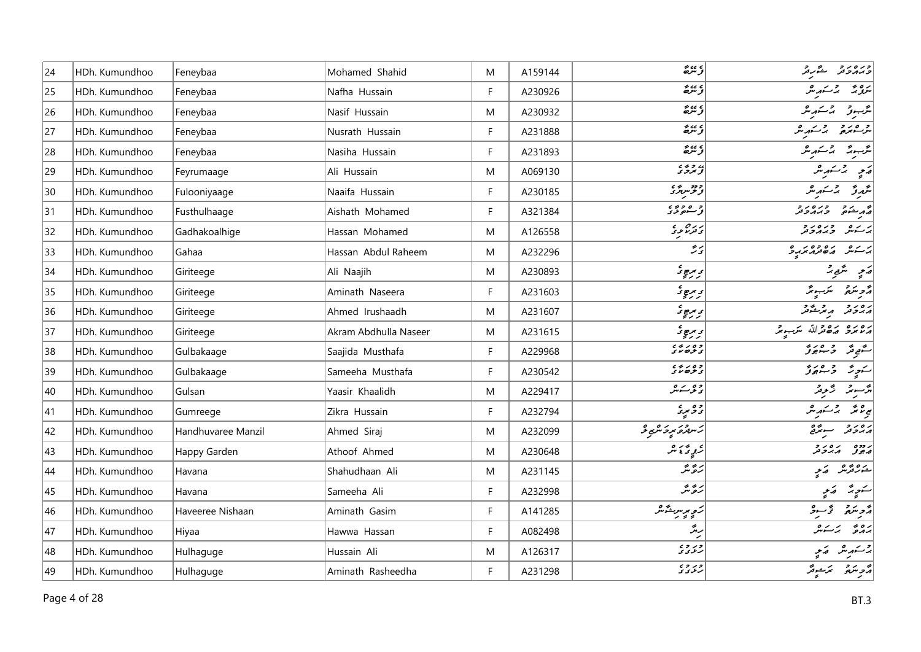| 24 | HDh. Kumundhoo | Feneybaa | Mohamed Shahid | M | A159144 | ފެނޭބާ | މުހައްމަދު ޝާހިދު |
|---|---|---|---|---|---|---|---|
| 25 | HDh. Kumundhoo | Feneybaa | Nafha Hussain | F | A230926 | ފެނޭބާ | ނަފްހާ ހުސައިން |
| 26 | HDh. Kumundhoo | Feneybaa | Nasif Hussain | M | A230932 | ފެނޭބާ | ނާސިފު ހުސައިން |
| 27 | HDh. Kumundhoo | Feneybaa | Nusrath Hussain | F | A231888 | ފެނޭބާ | ނުސްރަތު ހުސައިން |
| 28 | HDh. Kumundhoo | Feneybaa | Nasiha Hussain | F | A231893 | ފެނޭބާ | ނާސިހާ ހުސައިން |
| 29 | HDh. Kumundhoo | Feyrumaage | Ali Hussain | M | A069130 | ފޭރުމާގެ | އަލި ހުސައިން |
| 30 | HDh. Kumundhoo | Fulooniyaage | Naaifa Hussain | F | A230185 | ފުލޫނިޔާގެ | ނާއިފާ ހުސައިން |
| 31 | HDh. Kumundhoo | Fusthulhaage | Aishath Mohamed | F | A321384 | ފުސްތުޅާގެ | އައިޝަތު މުހައްމަދު |
| 32 | HDh. Kumundhoo | Gadhakoalhige | Hassan Mohamed | M | A126558 | ގަދަކޯޅިގެ | ހަސަން މުހައްމަދު |
| 33 | HDh. Kumundhoo | Gahaa | Hassan Abdul Raheem | M | A232296 | ގަހާ | ހަސަން އަބްދުއްރަހީމް |
| 34 | HDh. Kumundhoo | Giriteege | Ali Naajih | M | A230893 | ގިރިޓީގެ | އަލި ނާޖިހު |
| 35 | HDh. Kumundhoo | Giriteege | Aminath Naseera | F | A231603 | ގިރިޓީގެ | އާމިނަތު ނަސީރާ |
| 36 | HDh. Kumundhoo | Giriteege | Ahmed Irushaadh | M | A231607 | ގިރިޓީގެ | އަހްމަދު އިރުޝާދު |
| 37 | HDh. Kumundhoo | Giriteege | Akram Abdhulla Naseer | M | A231615 | ގިރިޓީގެ | އަކްރަމް އަބްދުﷲ ނަސީރު |
| 38 | HDh. Kumundhoo | Gulbakaage | Saajida Musthafa | F | A229968 | ގުލްބަކާގެ | ސާޖިދާ މުސްތަފާ |
| 39 | HDh. Kumundhoo | Gulbakaage | Sameeha Musthafa | F | A230542 | ގުލްބަކާގެ | ސަމީހާ މުސްތަފާ |
| 40 | HDh. Kumundhoo | Gulsan | Yaasir Khaalidh | M | A229417 | ގުލްސަން | ޔާސިރު ޚާލިދު |
| 41 | HDh. Kumundhoo | Gumreege | Zikra Hussain | F | A232794 | ގުމްރީގެ | ޒިކްރާ ހުސައިން |
| 42 | HDh. Kumundhoo | Handhuvaree Manzil | Ahmed Siraj | M | A232099 | ހަނދުވަރީމަންޒިލް | އަހްމަދު ސިރާޖު |
| 43 | HDh. Kumundhoo | Happy Garden | Athoof Ahmed | M | A230648 | ހެޕީގާޑްން | އަތޫފު އަހްމަދު |
| 44 | HDh. Kumundhoo | Havana | Shahudhaan Ali | M | A231145 | ހަވާނާ | ޝަހުދާން އަލި |
| 45 | HDh. Kumundhoo | Havana | Sameeha Ali | F | A232998 | ހަވާނާ | ސަމީހާ އަލި |
| 46 | HDh. Kumundhoo | Haveeree Nishaan | Aminath Gasim | F | A141285 | ހަވީރީނިޝާން | އާމިނަތު ޤާސިމް |
| 47 | HDh. Kumundhoo | Hiyaa | Hawwa Hassan | F | A082498 | ހިޔާ | ހައްވާ ހަސަން |
| 48 | HDh. Kumundhoo | Hulhaguge | Hussain Ali | M | A126317 | ހުޅަގުގެ | ހުސައިން އަލި |
| 49 | HDh. Kumundhoo | Hulhaguge | Aminath Rasheedha | F | A231298 | ހުޅަގުގެ | އާމިނަތު ރަޝީދާ |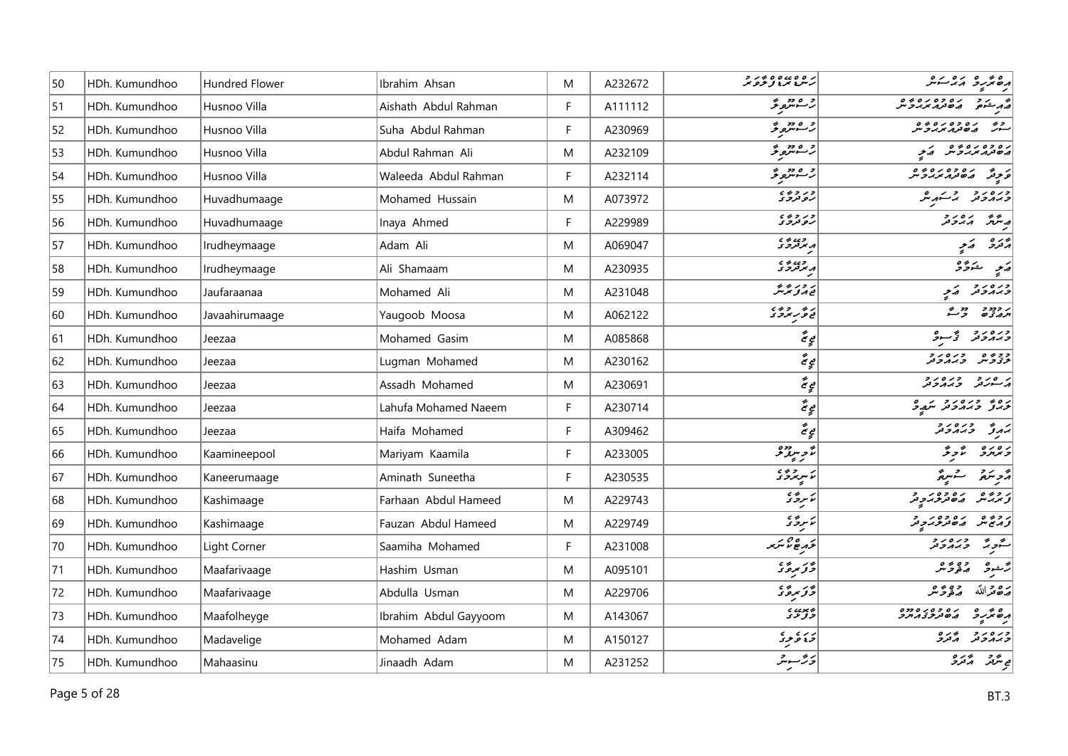| 50 | HDh. Kumundhoo | Hundred Flower | Ibrahim Ahsan | M | A232672 | ހަންޑްރެޑް ފްލަވަރ | އިބްރާހީމް އަޙްސަން |
|---|---|---|---|---|---|---|---|
| 51 | HDh. Kumundhoo | Husnoo Villa | Aishath Abdul Rahman | F | A111112 | ހުސްނޫވިލާ | އާއިޝަތު ޢަބްދުއްރަޙްމާން |
| 52 | HDh. Kumundhoo | Husnoo Villa | Suha Abdul Rahman | F | A230969 | ހުސްނޫވިލާ | ސުހާ ޢަބްދުއްރަޙްމާން |
| 53 | HDh. Kumundhoo | Husnoo Villa | Abdul Rahman Ali | M | A232109 | ހުސްނޫވިލާ | ޢަބްދުއްރަޙްމާން ޢަލި |
| 54 | HDh. Kumundhoo | Husnoo Villa | Waleeda Abdul Rahman | F | A232114 | ހުސްނޫވިލާ | ވަލީދާ ޢަބްދުއްރަޙްމާން |
| 55 | HDh. Kumundhoo | Huvadhumaage | Mohamed Hussain | M | A073972 | ހުވަދުމާގެ | މުޙައްމަދު ޙުސައިން |
| 56 | HDh. Kumundhoo | Huvadhumaage | Inaya Ahmed | F | A229989 | ހުވަދުމާގެ | އިނާޔާ އަޙްމަދު |
| 57 | HDh. Kumundhoo | Irudheymaage | Adam Ali | M | A069047 | އިރުދޭމާގެ | އާދަމް ޢަލި |
| 58 | HDh. Kumundhoo | Irudheymaage | Ali Shamaam | M | A230935 | އިރުދޭމާގެ | ޢަލި ޝަމާމް |
| 59 | HDh. Kumundhoo | Jaufaraanaa | Mohamed Ali | M | A231048 | ޖައުފަރާނާ | މުޙައްމަދު ޢަލި |
| 60 | HDh. Kumundhoo | Javaahirumaage | Yaugoob Moosa | M | A062122 | ޖަވާހިރުމާގެ | ޔަޢުޤޫބު މޫސާ |
| 61 | HDh. Kumundhoo | Jeezaa | Mohamed Gasim | M | A085868 | ޖީޒާ | މުޙައްމަދު ޤާސިމް |
| 62 | HDh. Kumundhoo | Jeezaa | Lugman Mohamed | M | A230162 | ޖީޒާ | ލުޤްމާން މުޙައްމަދު |
| 63 | HDh. Kumundhoo | Jeezaa | Assadh Mohamed | M | A230691 | ޖީޒާ | އަސްޢަދު މުޙައްމަދު |
| 64 | HDh. Kumundhoo | Jeezaa | Lahufa Mohamed Naeem | F | A230714 | ޖީޒާ | ލަހުފާ މުޙައްމަދު ނަޢީމް |
| 65 | HDh. Kumundhoo | Jeezaa | Haifa Mohamed | F | A309462 | ޖީޒާ | ހައިފާ މުޙައްމަދު |
| 66 | HDh. Kumundhoo | Kaamineepool | Mariyam Kaamila | F | A233005 | ކާމިނީޕޫލް | މަރިޔަމް ކާމިލާ |
| 67 | HDh. Kumundhoo | Kaneerumaage | Aminath Suneetha | F | A230535 | ކަނީރުމާގެ | އާމިނަތު ސުނީތާ |
| 68 | HDh. Kumundhoo | Kashimaage | Farhaan Abdul Hameed | M | A229743 | ކަށިމާގެ | ފަރުހާން ޢަބްދުލްޙަމީދު |
| 69 | HDh. Kumundhoo | Kashimaage | Fauzan Abdul Hameed | M | A229749 | ކަށިމާގެ | ފައުޒާން ޢަބްދުލްޙަމީދު |
| 70 | HDh. Kumundhoo | Light Corner | Saamiha Mohamed | F | A231008 | ލައިޓްކޯނަރ | ސާމިހާ މުޙައްމަދު |
| 71 | HDh. Kumundhoo | Maafarivaage | Hashim Usman | M | A095101 | މާފަރިވާގެ | ހާޝިމް ޢުثްމާން |
| 72 | HDh. Kumundhoo | Maafarivaage | Abdulla Usman | M | A229706 | މާފަރިވާގެ | ޢަބްދުﷲ ޢުثްމާން |
| 73 | HDh. Kumundhoo | Maafolheyge | Ibrahim Abdul Gayyoom | M | A143067 | މާފޮޅޭގެ | އިބްރާހީމް ޢަބްދުލްޤައްޔޫމް |
| 74 | HDh. Kumundhoo | Madavelige | Mohamed Adam | M | A150127 | މަދަވެލިގެ | މުޙައްމަދު އާދަމް |
| 75 | HDh. Kumundhoo | Mahaasinu | Jinaadh Adam | M | A231252 | މަހާސިނު | ޖިނާދު އާދަމް |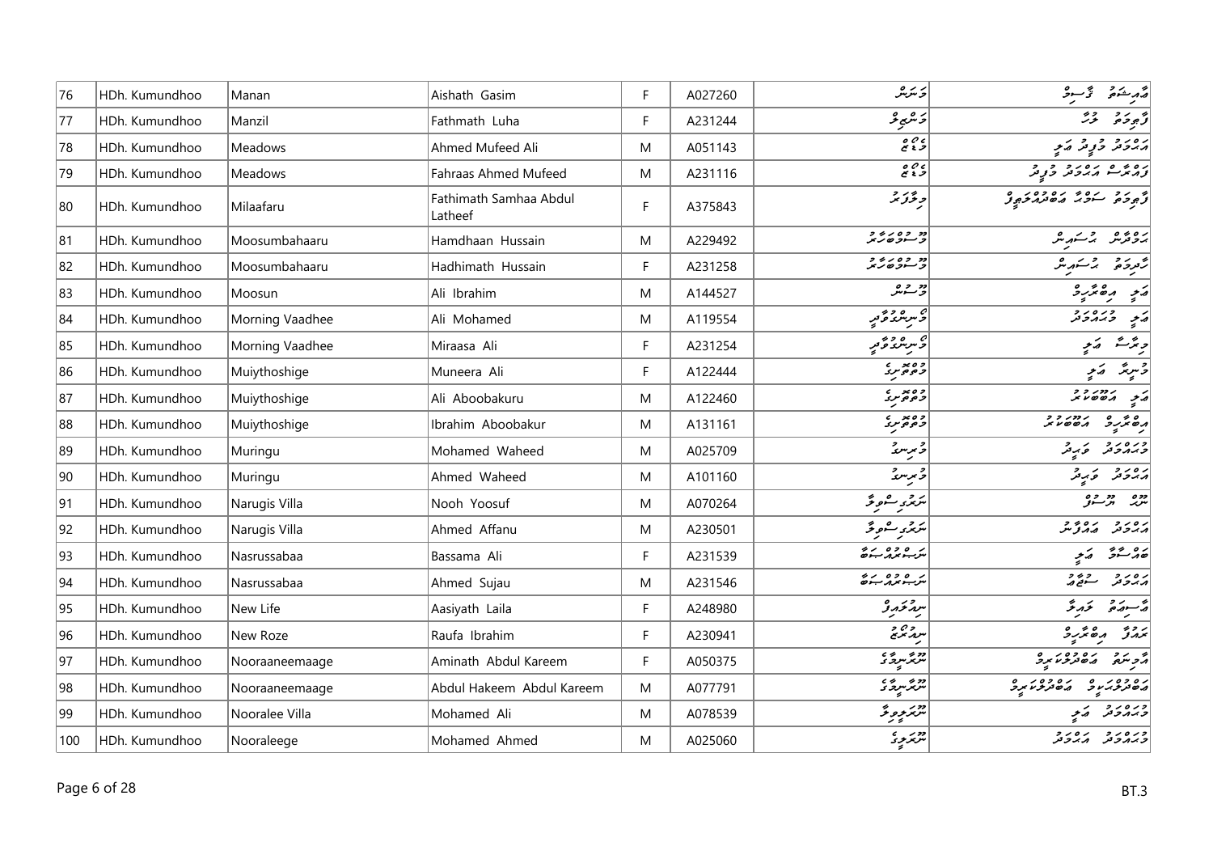| 76 | HDh. Kumundhoo | Manan | Aishath Gasim | F | A027260 | ޥަނަން | އައިޝަތު ގާސިމް |
|---|---|---|---|---|---|---|---|
| 77 | HDh. Kumundhoo | Manzil | Fathmath Luha | F | A231244 | މަންޒިލް | ފާތިމަތު ލުހާ |
| 78 | HDh. Kumundhoo | Meadows | Ahmed Mufeed Ali | M | A051143 | މެޑޯސް | އަޙްމަދު މުފީދު ޢަލީ |
| 79 | HDh. Kumundhoo | Meadows | Fahraas Ahmed Mufeed | M | A231116 | މެޑޯސް | ފަހްރާސް އަޙްމަދު މުފީދު |
| 80 | HDh. Kumundhoo | Milaafaru | Fathimath Samhaa Abdul Latheef | F | A375843 | މިލާފަރު | ފާތިމަތު ސަމްހާ އަބްދުއްލަޠީފު |
| 81 | HDh. Kumundhoo | Moosumbahaaru | Hamdhaan Hussain | M | A229492 | މޫސުމްބަހާރު | ހަމްދާން ހުސައިން |
| 82 | HDh. Kumundhoo | Moosumbahaaru | Hadhimath Hussain | F | A231258 | މޫސުމްބަހާރު | ހާދިމަތު ހުސައިން |
| 83 | HDh. Kumundhoo | Moosun | Ali Ibrahim | M | A144527 | މޫސުން | ޢަލީ އިބްރާހީމް |
| 84 | HDh. Kumundhoo | Morning Vaadhee | Ali Mohamed | M | A119554 | މޯނިންގވާދީ | ޢަލީ މުޙައްމަދު |
| 85 | HDh. Kumundhoo | Morning Vaadhee | Miraasa Ali | F | A231254 | މޯނިންގވާދީ | މިރާސާ ޢަލީ |
| 86 | HDh. Kumundhoo | Muiythoshige | Muneera Ali | F | A122444 | މުއިތޮށިގެ | މުނީރާ ޢަލީ |
| 87 | HDh. Kumundhoo | Muiythoshige | Ali Aboobakuru | M | A122460 | މުއިތޮށިގެ | ޢަލީ އަބޫބަކުރު |
| 88 | HDh. Kumundhoo | Muiythoshige | Ibrahim Aboobakur | M | A131161 | މުއިތޮށިގެ | އިބްރާހީމް އަބޫބަކުރު |
| 89 | HDh. Kumundhoo | Muringu | Mohamed Waheed | M | A025709 | މުރިނގު | މުޙައްމަދު ވަޙީދު |
| 90 | HDh. Kumundhoo | Muringu | Ahmed Waheed | M | A101160 | މުރިނގު | އަޙްމަދު ވަޙީދު |
| 91 | HDh. Kumundhoo | Narugis Villa | Nooh Yoosuf | M | A070264 | ނަރުގިސްވިލާ | ނޫޙް ޔޫސުފް |
| 92 | HDh. Kumundhoo | Narugis Villa | Ahmed Affanu | M | A230501 | ނަރުގިސްވިލާ | އަޙްމަދު އައްފާނު |
| 93 | HDh. Kumundhoo | Nasrussabaa | Bassama Ali | F | A231539 | ނަސްރުއްސަބާ | ބައްސާމާ ޢަލީ |
| 94 | HDh. Kumundhoo | Nasrussabaa | Ahmed Sujau | M | A231546 | ނަސްރުއްސަބާ | އަޙްމަދު ސުޖާއު |
| 95 | HDh. Kumundhoo | New Life | Aasiyath Laila | F | A248980 | ނިއުލައިފް | އާސިޔަތު ލައިލާ |
| 96 | HDh. Kumundhoo | New Roze | Raufa Ibrahim | F | A230941 | ނިއުރޯޒް | ރަޢުފާ އިބްރާހީމް |
| 97 | HDh. Kumundhoo | Nooraaneemaage | Aminath Abdul Kareem | F | A050375 | ނޫރާނީމާގެ | އާމިނަތު އަބްދުލްކަރީމް |
| 98 | HDh. Kumundhoo | Nooraaneemaage | Abdul Hakeem Abdul Kareem | M | A077791 | ނޫރާނީމާގެ | އަބްދުލްޙަކީމް އަބްދުލްކަރީމް |
| 99 | HDh. Kumundhoo | Nooralee Villa | Mohamed Ali | M | A078539 | ނޫރަލީވިލާ | މުޙައްމަދު ޢަލީ |
| 100 | HDh. Kumundhoo | Nooraleege | Mohamed Ahmed | M | A025060 | ނޫރަލީގެ | މުޙައްމަދު އަޙްމަދު |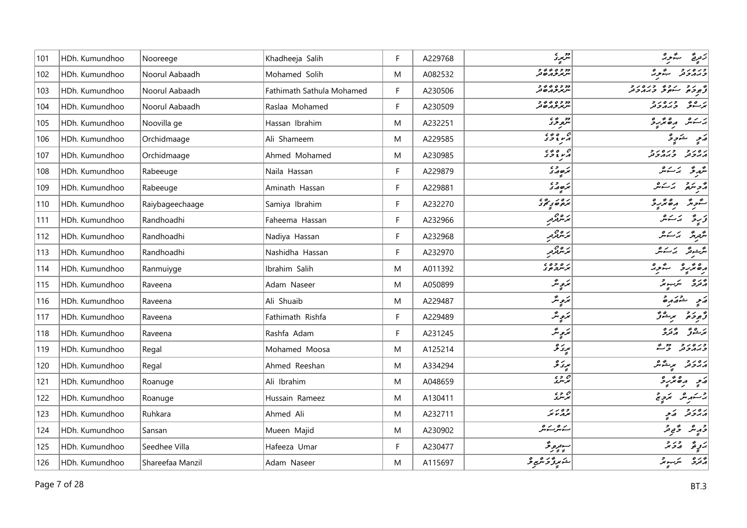| 101 | HDh. Kumundhoo | Nooreege | Khadheeja Salih | F | A229768 | ނޫރީގެ | ޚަދީޖާ ސާލިހު |
|---|---|---|---|---|---|---|---|
| 102 | HDh. Kumundhoo | Noorul Aabaadh | Mohamed Solih | M | A082532 | ނޫރުލްއާބާދު | މުހައްމަދު ސާލިހު |
| 103 | HDh. Kumundhoo | Noorul Aabaadh | Fathimath Sathula Mohamed | F | A230506 | ނޫރުލްއާބާދު | ފާތިމަތު ސަތުލާ މުހައްމަދު |
| 104 | HDh. Kumundhoo | Noorul Aabaadh | Raslaa Mohamed | F | A230509 | ނޫރުލްއާބާދު | ރަސްލާ މުހައްމަދު |
| 105 | HDh. Kumundhoo | Noovilla ge | Hassan Ibrahim | M | A232251 | ނޫވިލާގެ | ހަސަން އިބްރާހީމް |
| 106 | HDh. Kumundhoo | Orchidmaage | Ali Shameem | M | A229585 | އޯކިޑްމާގެ | އަލި ޝަމީމް |
| 107 | HDh. Kumundhoo | Orchidmaage | Ahmed Mohamed | M | A230985 | އޯކިޑްމާގެ | އަޙްމަދު މުހައްމަދު |
| 108 | HDh. Kumundhoo | Rabeeuge | Naila Hassan | F | A229879 | ރަބީއުގެ | ނާއިލާ ހަސަން |
| 109 | HDh. Kumundhoo | Rabeeuge | Aminath Hassan | F | A229881 | ރަބީއުގެ | އާމިނަތު ހަސަން |
| 110 | HDh. Kumundhoo | Raiybageechaage | Samiya Ibrahim | F | A232270 | ރައްބަގީޗާގެ | ސާމިޔާ އިބްރާހީމް |
| 111 | HDh. Kumundhoo | Randhoadhi | Faheema Hassan | F | A232966 | ރަންދޯދި | ފަހީމާ ހަސަން |
| 112 | HDh. Kumundhoo | Randhoadhi | Nadiya Hassan | F | A232968 | ރަންދޯދި | ނާދިޔާ ހަސަން |
| 113 | HDh. Kumundhoo | Randhoadhi | Nashidha Hassan | F | A232970 | ރަންދޯދި | ނާޝިދާ ހަސަން |
| 114 | HDh. Kumundhoo | Ranmuiyge | Ibrahim Salih | M | A011392 | ރަންމުއިގެ | އިބްރާހީމް ސާލިހު |
| 115 | HDh. Kumundhoo | Raveena | Adam Naseer | M | A050899 | ރަވީނާ | އާދަމް ނަސީރު |
| 116 | HDh. Kumundhoo | Raveena | Ali Shuaib | M | A229487 | ރަވީނާ | އަލި ޝުއައިބު |
| 117 | HDh. Kumundhoo | Raveena | Fathimath Rishfa | F | A229489 | ރަވީނާ | ފާތިމަތު ރިޝްފާ |
| 118 | HDh. Kumundhoo | Raveena | Rashfa Adam | F | A231245 | ރަވީނާ | ރަޝްފާ އާދަމް |
| 119 | HDh. Kumundhoo | Regal | Mohamed Moosa | M | A125214 | ރީގަލް | މުހައްމަދު މޫސާ |
| 120 | HDh. Kumundhoo | Regal | Ahmed Reeshan | M | A334294 | ރީގަލް | އަޙްމަދު ރީޝާން |
| 121 | HDh. Kumundhoo | Roanuge | Ali Ibrahim | M | A048659 | ރޯނުގެ | އަލި އިބްރާހީމް |
| 122 | HDh. Kumundhoo | Roanuge | Hussain Rameez | M | A130411 | ރޯނުގެ | ހުސައިން ރަމީޒު |
| 123 | HDh. Kumundhoo | Ruhkara | Ahmed Ali | M | A232711 | ރުއްކަރަ | އަޙްމަދު އަލި |
| 124 | HDh. Kumundhoo | Sansan | Mueen Majid | M | A230902 | ސަންސަން | މުއީން މާޖިދު |
| 125 | HDh. Kumundhoo | Seedhee Villa | Hafeeza Umar | F | A230477 | ސީދީވިލާ | ހަފީޒާ އުމަރު |
| 126 | HDh. Kumundhoo | Shareefaa Manzil | Adam Naseer | M | A115697 | ޝަރީފާމަންޒިލް | އާދަމް ނަސީރު |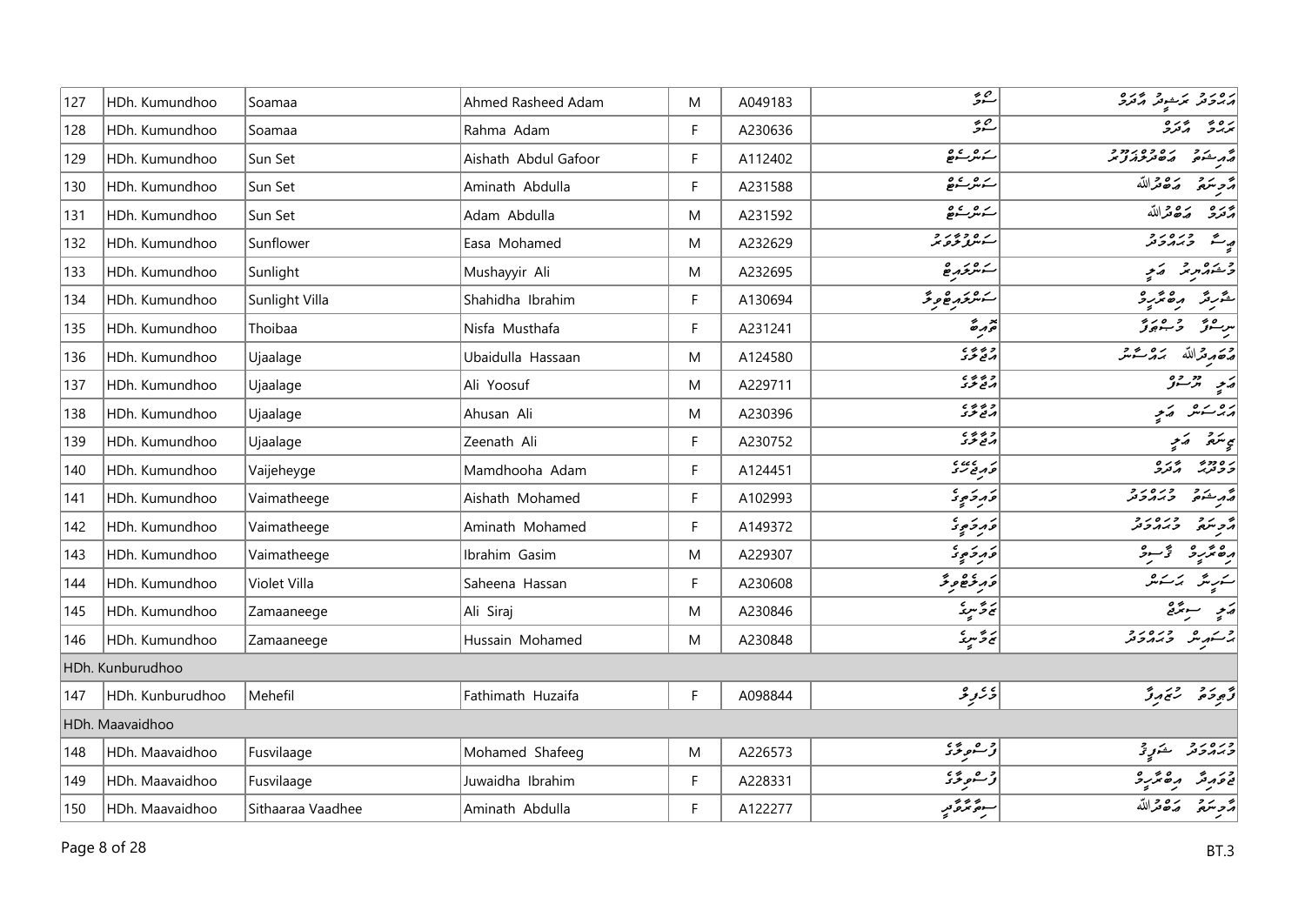| 127 | HDh. Kumundhoo | Soamaa | Ahmed Rasheed Adam | M | A049183 | ސޯމާ | އަޙްމަދު ރަޝީދު އާދަމް |
|---|---|---|---|---|---|---|---|
| 128 | HDh. Kumundhoo | Soamaa | Rahma Adam | F | A230636 | ސޯމާ | ރަޙްމާ އާދަމް |
| 129 | HDh. Kumundhoo | Sun Set | Aishath Abdul Gafoor | F | A112402 | ސަންސެޓް | އާއިޝަތު އަބްދުލްޣަފޫރު |
| 130 | HDh. Kumundhoo | Sun Set | Aminath Abdulla | F | A231588 | ސަންސެޓް | އާމިނަތު އަބްދުﷲ |
| 131 | HDh. Kumundhoo | Sun Set | Adam Abdulla | M | A231592 | ސަންސެޓް | އާދަމް އަބްދުﷲ |
| 132 | HDh. Kumundhoo | Sunflower | Easa Mohamed | M | A232629 | ސަންފްލާވަރު | ޢީސާ މުޙައްމަދު |
| 133 | HDh. Kumundhoo | Sunlight | Mushayyir Ali | M | A232695 | ސަންލައިޓް | މުޝައްޔިރު ޢަލީ |
| 134 | HDh. Kumundhoo | Sunlight Villa | Shahidha Ibrahim | F | A130694 | ސަންލައިޓްވިލާ | ޝާހިދާ އިބްރާހީމް |
| 135 | HDh. Kumundhoo | Thoibaa | Nisfa Musthafa | F | A231241 | ތޮއިބާ | ނިސްފާ މުސްތަފާ |
| 136 | HDh. Kumundhoo | Ujaalage | Ubaidulla Hassaan | M | A124580 | އުޖާލަގެ | އުބައިދުﷲ ޙައްސާން |
| 137 | HDh. Kumundhoo | Ujaalage | Ali Yoosuf | M | A229711 | އުޖާލަގެ | ޢަލީ ޔޫސުފް |
| 138 | HDh. Kumundhoo | Ujaalage | Ahusan Ali | M | A230396 | އުޖާލަގެ | އަޙުސަން ޢަލީ |
| 139 | HDh. Kumundhoo | Ujaalage | Zeenath Ali | F | A230752 | އުޖާލަގެ | ޒީނަތު ޢަލީ |
| 140 | HDh. Kumundhoo | Vaijeheyge | Mamdhooha Adam | F | A124451 | ވައިޖެހޭގެ | މަމްދޫޙާ އާދަމް |
| 141 | HDh. Kumundhoo | Vaimatheege | Aishath Mohamed | F | A102993 | ވައިމަތީގެ | އާއިޝަތު މުޙައްމަދު |
| 142 | HDh. Kumundhoo | Vaimatheege | Aminath Mohamed | F | A149372 | ވައިމަތީގެ | އާމިނަތު މުޙައްމަދު |
| 143 | HDh. Kumundhoo | Vaimatheege | Ibrahim Gasim | M | A229307 | ވައިމަތީގެ | އިބްރާހީމް ޤާސިމް |
| 144 | HDh. Kumundhoo | Violet Villa | Saheena Hassan | F | A230608 | ވައިލެޓްވިލާ | ސަހީނާ ޙަސަން |
| 145 | HDh. Kumundhoo | Zamaaneege | Ali Siraj | M | A230846 | ޒަމާނީގެ | ޢަލީ ސިރާޖް |
| 146 | HDh. Kumundhoo | Zamaaneege | Hussain Mohamed | M | A230848 | ޒަމާނީގެ | ޙުސައިން މުޙައްމަދު |
| HDh. Kunburudhoo | | | | | | | |
| 147 | HDh. Kunburudhoo | Mehefil | Fathimath Huzaifa | F | A098844 | މެހެފިލް | ފާތިމަތު ހުޒައިފާ |
| HDh. Maavaidhoo | | | | | | | |
| 148 | HDh. Maavaidhoo | Fusvilaage | Mohamed Shafeeg | M | A226573 | ފުސްވިލާގެ | މުޙައްމަދު ޝަފީޤު |
| 149 | HDh. Maavaidhoo | Fusvilaage | Juwaidha Ibrahim | F | A228331 | ފުސްވިލާގެ | ޖުވައިދާ އިބްރާހީމް |
| 150 | HDh. Maavaidhoo | Sithaaraa Vaadhee | Aminath Abdulla | F | A122277 | ސިތާރާވާދީ | އާމިނަތު އަބްދުﷲ |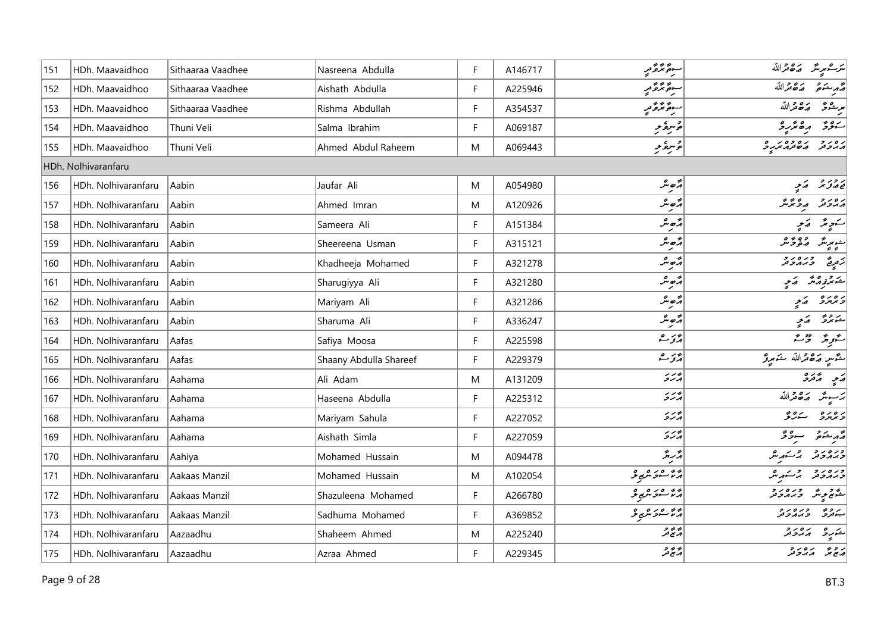| 151 | HDh. Maavaidhoo | Sithaaraa Vaadhee | Nasreena Abdulla | F | A146717 | ސިތާރާވާދީ | ނަސްރީނާ އަބްދުﷲ |
|---|---|---|---|---|---|---|---|
| 152 | HDh. Maavaidhoo | Sithaaraa Vaadhee | Aishath Abdulla | F | A225946 | ސިތާރާވާދީ | އައިޝަތު އަބްދުﷲ |
| 153 | HDh. Maavaidhoo | Sithaaraa Vaadhee | Rishma Abdullah | F | A354537 | ސިތާރާވާދީ | ރިޝްމާ އަބްދުﷲ |
| 154 | HDh. Maavaidhoo | Thuni Veli | Salma Ibrahim | F | A069187 | ތުނިވެލި | ސަލްމާ އިބްރާހިމް |
| 155 | HDh. Maavaidhoo | Thuni Veli | Ahmed Abdul Raheem | M | A069443 | ތުނިވެލި | އަޙްމަދު އަބްދުއްރަޙީމް |
| HDh. Nolhivaranfaru | | | | | | | |
| 156 | HDh. Nolhivaranfaru | Aabin | Jaufar Ali | M | A054980 | އާބިން | ޖައުފަރު އަލި |
| 157 | HDh. Nolhivaranfaru | Aabin | Ahmed Imran | M | A120926 | އާބިން | އަޙްމަދު އިމްރާން |
| 158 | HDh. Nolhivaranfaru | Aabin | Sameera Ali | F | A151384 | އާބިން | ސަމީރާ އަލި |
| 159 | HDh. Nolhivaranfaru | Aabin | Sheereena Usman | F | A315121 | އާބިން | ޝީރީނާ އުސްމާން |
| 160 | HDh. Nolhivaranfaru | Aabin | Khadheeja Mohamed | F | A321278 | އާބިން | ޚަދީޖާ މުޙައްމަދު |
| 161 | HDh. Nolhivaranfaru | Aabin | Sharugiyya Ali | F | A321280 | އާބިން | ޝަރުގިއްޔާ އަލި |
| 162 | HDh. Nolhivaranfaru | Aabin | Mariyam Ali | F | A321286 | އާބިން | މަރިޔަމް އަލި |
| 163 | HDh. Nolhivaranfaru | Aabin | Sharuma Ali | F | A336247 | އާބިން | ޝަރުމާ އަލި |
| 164 | HDh. Nolhivaranfaru | Aafas | Safiya Moosa | F | A225598 | އާފަސް | ސާފިޔާ މޫސާ |
| 165 | HDh. Nolhivaranfaru | Aafas | Shaany Abdulla Shareef | F | A229379 | އާފަސް | ޝާނީ އަބްދުﷲ ޝަރީފް |
| 166 | HDh. Nolhivaranfaru | Aahama | Ali Adam | M | A131209 | އާހަމަ | އަލި އާދަމް |
| 167 | HDh. Nolhivaranfaru | Aahama | Haseena Abdulla | F | A225312 | އާހަމަ | ހަސީނާ އަބްދުﷲ |
| 168 | HDh. Nolhivaranfaru | Aahama | Mariyam Sahula | F | A227052 | އާހަމަ | މަރިޔަމް ސަހުލާ |
| 169 | HDh. Nolhivaranfaru | Aahama | Aishath Simla | F | A227059 | އާހަމަ | އައިޝަތު ސިމްލާ |
| 170 | HDh. Nolhivaranfaru | Aahiya | Mohamed Hussain | M | A094478 | އާހިޔާ | މުޙައްމަދު ޙުސައިން |
| 171 | HDh. Nolhivaranfaru | Aakaas Manzil | Mohamed Hussain | M | A102054 | އާކާސްމަންޒިލް | މުޙައްމަދު ޙުސައިން |
| 172 | HDh. Nolhivaranfaru | Aakaas Manzil | Shazuleena Mohamed | F | A266780 | އާކާސްމަންޒިލް | ޝަޒުލީނާ މުޙައްމަދު |
| 173 | HDh. Nolhivaranfaru | Aakaas Manzil | Sadhuma Mohamed | F | A369852 | އާކާސްމަންޒިލް | ސަދުމާ މުޙައްމަދު |
| 174 | HDh. Nolhivaranfaru | Aazaadhu | Shaheem Ahmed | M | A225240 | އާޒާދު | ޝަހީމް އަޙްމަދު |
| 175 | HDh. Nolhivaranfaru | Aazaadhu | Azraa Ahmed | F | A229345 | އާޒާދު | އަޒްރާ އަޙްމަދު |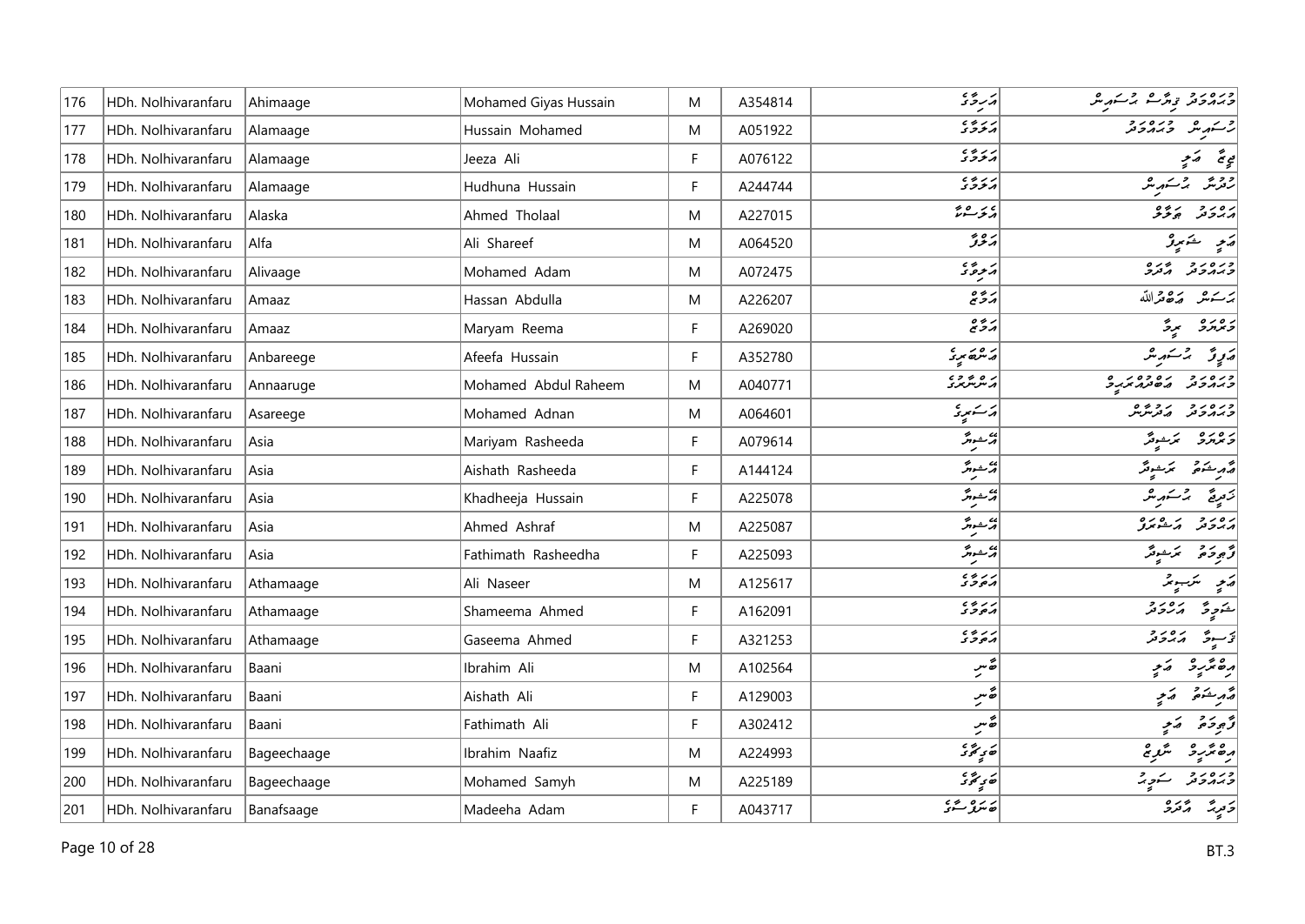| 176 | HDh. Nolhivaranfaru | Ahimaage | Mohamed Giyas Hussain | M | A354814 | އަހިމާގެ | މުހައްމަދު ގިޔާސް ހުސައިން |
|---|---|---|---|---|---|---|---|
| 177 | HDh. Nolhivaranfaru | Alamaage | Hussain Mohamed | M | A051922 | އަލަމާގެ | ހުސައިން މުހައްމަދު |
| 178 | HDh. Nolhivaranfaru | Alamaage | Jeeza Ali | F | A076122 | އަލަމާގެ | ޖީޒާ އަލީ |
| 179 | HDh. Nolhivaranfaru | Alamaage | Hudhuna Hussain | F | A244744 | އަލަމާގެ | ހުދުނާ ހުސައިން |
| 180 | HDh. Nolhivaranfaru | Alaska | Ahmed Tholaal | M | A227015 | އަލަސްކާ | އަހްމަދު ތޮލާލް |
| 181 | HDh. Nolhivaranfaru | Alfa | Ali Shareef | M | A064520 | އަލްފާ | އަލީ ޝަރީފް |
| 182 | HDh. Nolhivaranfaru | Alivaage | Mohamed Adam | M | A072475 | އަލިވާގެ | މުހައްމަދު އާދަމް |
| 183 | HDh. Nolhivaranfaru | Amaaz | Hassan Abdulla | M | A226207 | އަމާޒު | ހަސަން އަބްދުﷲ |
| 184 | HDh. Nolhivaranfaru | Amaaz | Maryam Reema | F | A269020 | އަމާޒު | މަރްޔަމް ރީމާ |
| 185 | HDh. Nolhivaranfaru | Anbareege | Afeefa Hussain | F | A352780 | އަންބަރީގެ | އަފީފާ ހުސައިން |
| 186 | HDh. Nolhivaranfaru | Annaaruge | Mohamed Abdul Raheem | M | A040771 | އަންނާރުގެ | މުހައްމަދު އަބްދުއްރަޙީމް |
| 187 | HDh. Nolhivaranfaru | Asareege | Mohamed Adnan | M | A064601 | އަސަރީގެ | މުހައްމަދު އަދުނާން |
| 188 | HDh. Nolhivaranfaru | Asia | Mariyam Rasheeda | F | A079614 | އޭޝިއާ | މަރިޔަމް ރަޝީދާ |
| 189 | HDh. Nolhivaranfaru | Asia | Aishath Rasheeda | F | A144124 | އޭޝިއާ | އާއިޝަތު ރަޝީދާ |
| 190 | HDh. Nolhivaranfaru | Asia | Khadheeja Hussain | F | A225078 | އޭޝިއާ | ޚަދީޖާ ހުސައިން |
| 191 | HDh. Nolhivaranfaru | Asia | Ahmed Ashraf | M | A225087 | އޭޝިއާ | އަހްމަދު އަޝްރަފް |
| 192 | HDh. Nolhivaranfaru | Asia | Fathimath Rasheedha | F | A225093 | އޭޝިއާ | ފާތިމަތު ރަޝީދާ |
| 193 | HDh. Nolhivaranfaru | Athamaage | Ali Naseer | M | A125617 | އަތަމާގެ | އަލީ ނަސީރު |
| 194 | HDh. Nolhivaranfaru | Athamaage | Shameema Ahmed | F | A162091 | އަތަމާގެ | ޝަމީމާ އަހްމަދު |
| 195 | HDh. Nolhivaranfaru | Athamaage | Gaseema Ahmed | F | A321253 | އަތަމާގެ | ގަސީމާ އަހްމަދު |
| 196 | HDh. Nolhivaranfaru | Baani | Ibrahim Ali | M | A102564 | ބާނި | އިބްރާހީމް އަލީ |
| 197 | HDh. Nolhivaranfaru | Baani | Aishath Ali | F | A129003 | ބާނި | އާއިޝަތު އަލީ |
| 198 | HDh. Nolhivaranfaru | Baani | Fathimath Ali | F | A302412 | ބާނި | ފާތިމަތު އަލީ |
| 199 | HDh. Nolhivaranfaru | Bageechaage | Ibrahim Naafiz | M | A224993 | ބަގީޗާގެ | އިބްރާހީމް ނާފިޒް |
| 200 | HDh. Nolhivaranfaru | Bageechaage | Mohamed Samyh | M | A225189 | ބަގީޗާގެ | މުހައްމަދު ސަމީހު |
| 201 | HDh. Nolhivaranfaru | Banafsaage | Madeeha Adam | F | A043717 | ބަނަފްސާގެ | މަދީހާ އާދަމް |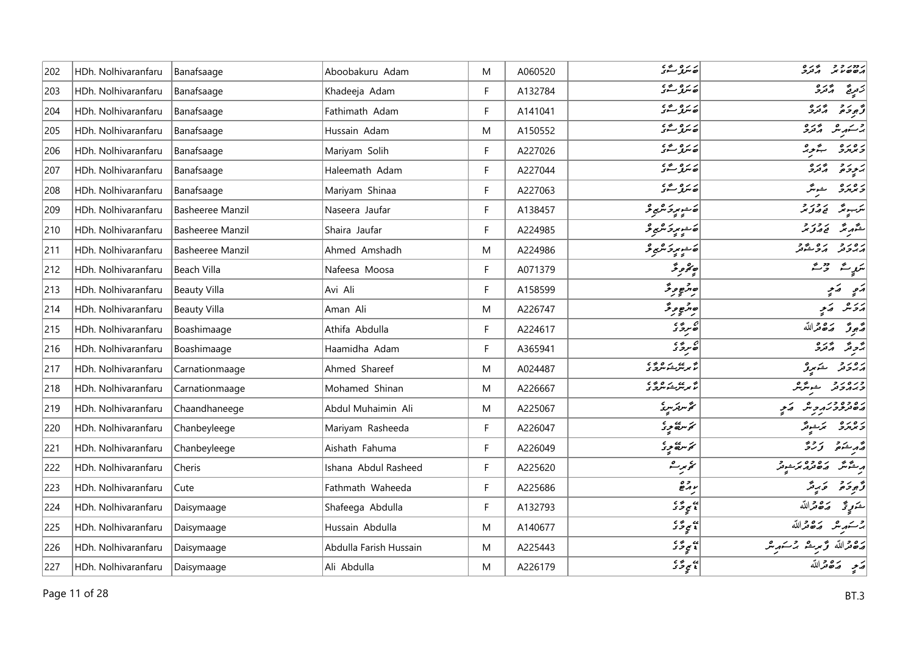| 202 | HDh. Nolhivaranfaru | Banafsaage | Aboobakuru Adam | M | A060520 | ޅަނަފްސާގެ | އަބޫބަކުރު އާދަމް |
|---|---|---|---|---|---|---|---|
| 203 | HDh. Nolhivaranfaru | Banafsaage | Khadeeja Adam | F | A132784 | ބަނަފްސާގެ | ޚަދީޖާ އާދަމް |
| 204 | HDh. Nolhivaranfaru | Banafsaage | Fathimath Adam | F | A141041 | ބަނަފްސާގެ | ފާތިމަތު އާދަމް |
| 205 | HDh. Nolhivaranfaru | Banafsaage | Hussain Adam | M | A150552 | ބަނަފްސާގެ | ހުސައިން އާދަމް |
| 206 | HDh. Nolhivaranfaru | Banafsaage | Mariyam Solih | F | A227026 | ބަނަފްސާގެ | މަރިޔަމް ސާލިހް |
| 207 | HDh. Nolhivaranfaru | Banafsaage | Haleemath Adam | F | A227044 | ބަނަފްސާގެ | ހަލީމަތު އާދަމް |
| 208 | HDh. Nolhivaranfaru | Banafsaage | Mariyam Shinaa | F | A227063 | ބަނަފްސާގެ | މަރިޔަމް ޝިނާ |
| 209 | HDh. Nolhivaranfaru | Basheeree Manzil | Naseera Jaufar | F | A138457 | ބަޝީރީމަންޒިލް | ނަސީރާ ޖައުފަރު |
| 210 | HDh. Nolhivaranfaru | Basheeree Manzil | Shaira Jaufar | F | A224985 | ބަޝީރީމަންޒިލް | ޝާއިރާ ޖައުފަރު |
| 211 | HDh. Nolhivaranfaru | Basheeree Manzil | Ahmed Amshadh | M | A224986 | ބަޝީރީމަންޒިލް | އަހުމަދު އަމްޝަދު |
| 212 | HDh. Nolhivaranfaru | Beach Villa | Nafeesa Moosa | F | A071379 | ބީޗްވިލާ | ނަފީސާ މޫސާ |
| 213 | HDh. Nolhivaranfaru | Beauty Villa | Avi Ali | F | A158599 | ބިއުޓީވިލާ | އަވި އަލި |
| 214 | HDh. Nolhivaranfaru | Beauty Villa | Aman Ali | M | A226747 | ބިއުޓީވިލާ | އަމަން އަލި |
| 215 | HDh. Nolhivaranfaru | Boashimaage | Athifa Abdulla | F | A224617 | ބޯޝިމާގެ | އާތިފާ އަބްދުﷲ |
| 216 | HDh. Nolhivaranfaru | Boashimaage | Haamidha Adam | F | A365941 | ބޯޝިމާގެ | ހާމިދާ އާދަމް |
| 217 | HDh. Nolhivaranfaru | Carnationmaage | Ahmed Shareef | M | A024487 | ކާނޭޝަންމާގެ | އަހުމަދު ޝަރީފް |
| 218 | HDh. Nolhivaranfaru | Carnationmaage | Mohamed Shinan | M | A226667 | ކާނޭޝަންމާގެ | މުހައްމަދު ޝިނާން |
| 219 | HDh. Nolhivaranfaru | Chaandhaneege | Abdul Muhaimin Ali | M | A225067 | ޗާނދަނީގެ | އަބްދުލްމުހައިމިން އަލި |
| 220 | HDh. Nolhivaranfaru | Chanbeyleege | Mariyam Rasheeda | F | A226047 | ޗަނބޭލީގެ | މަރިޔަމް ރަޝީދާ |
| 221 | HDh. Nolhivaranfaru | Chanbeyleege | Aishath Fahuma | F | A226049 | ޗަނބޭލީގެ | އައިޝަތު ފަހުމާ |
| 222 | HDh. Nolhivaranfaru | Cheris | Ishana Abdul Rasheed | F | A225620 | ޗެރިސް | އިޝާނާ އަބްދުއްރަޝީދު |
| 223 | HDh. Nolhivaranfaru | Cute | Fathmath Waheeda | F | A225686 | ކިއުޓް | ފާތިމަތު ވަހީދާ |
| 224 | HDh. Nolhivaranfaru | Daisymaage | Shafeega Abdulla | F | A132793 | ޑޭޒީމާގެ | ޝަފީގާ އަބްދުﷲ |
| 225 | HDh. Nolhivaranfaru | Daisymaage | Hussain Abdulla | M | A140677 | ޑޭޒީމާގެ | ހުސައިން އަބްދުﷲ |
| 226 | HDh. Nolhivaranfaru | Daisymaage | Abdulla Farish Hussain | M | A225443 | ޑޭޒީމާގެ | އަބްދުﷲ ފާރިޝް ހުސައިން |
| 227 | HDh. Nolhivaranfaru | Daisymaage | Ali Abdulla | M | A226179 | ޑޭޒީމާގެ | އަލި އަބްދުﷲ |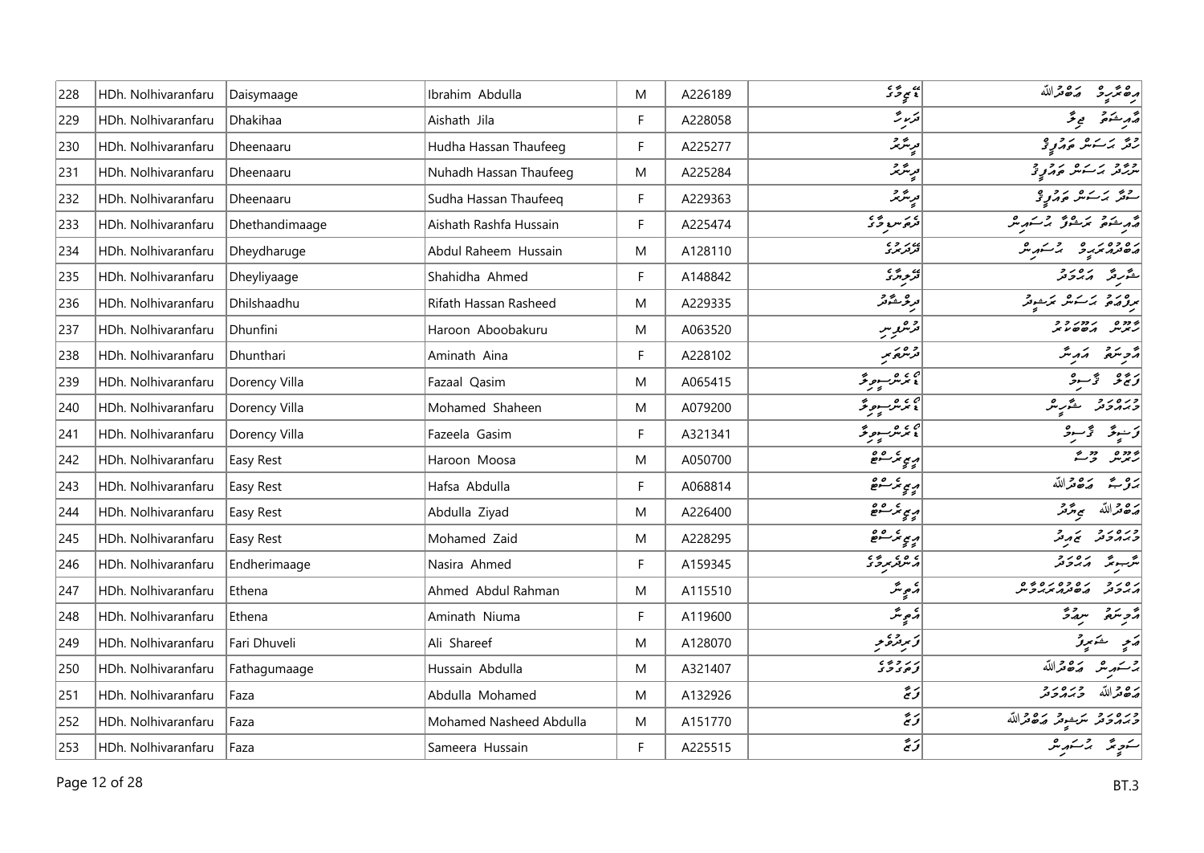| 228 | HDh. Nolhivaranfaru | Daisymaage | Ibrahim Abdulla | M | A226189 | ޑޭޒީމާގެ | އިބްރާހީމް އަބްދުﷲ |
|---|---|---|---|---|---|---|---|
| 229 | HDh. Nolhivaranfaru | Dhakihaa | Aishath Jila | F | A228058 | ދަކިހާ | އައިޝަތު ޖިލާ |
| 230 | HDh. Nolhivaranfaru | Dheenaaru | Hudha Hassan Thaufeeg | F | A225277 | ދީނާރު | ހުދާ ހަސަން ތައުފީގު |
| 231 | HDh. Nolhivaranfaru | Dheenaaru | Nuhadh Hassan Thaufeeg | M | A225284 | ދީނާރު | ނުހާދު ހަސަން ތައުފީގު |
| 232 | HDh. Nolhivaranfaru | Dheenaaru | Sudha Hassan Thaufeeq | F | A229363 | ދީނާރު | ސުދާ ހަސަން ތައުފީޤު |
| 233 | HDh. Nolhivaranfaru | Dhethandimaage | Aishath Rashfa Hussain | F | A225474 | ދެތަނދިމާގެ | އައިޝަތު ރަޝްފާ ހުސައިން |
| 234 | HDh. Nolhivaranfaru | Dheydharuge | Abdul Raheem Hussain | M | A128110 | ދޭދަރުގެ | އަބްދުއްރަޙީމް ހުސައިން |
| 235 | HDh. Nolhivaranfaru | Dheyliyaage | Shahidha Ahmed | F | A148842 | ދޭލިޔާގެ | ޝާހިދާ އަޙްމަދު |
| 236 | HDh. Nolhivaranfaru | Dhilshaadhu | Rifath Hassan Rasheed | M | A229335 | ދިލްޝާދު | ރިފްއަތު ހަސަން ރަޝީދު |
| 237 | HDh. Nolhivaranfaru | Dhunfini | Haroon Aboobakuru | M | A063520 | ދުންފިނި | ހާރޫން އަބޫބަކުރު |
| 238 | HDh. Nolhivaranfaru | Dhunthari | Aminath Aina | F | A228102 | ދުންތަރި | އާމިނަތު އައިނާ |
| 239 | HDh. Nolhivaranfaru | Dorency Villa | Fazaal Qasim | M | A065415 | ޑޯރެންސީވިލާ | ފަޒާލް ޤާސިމް |
| 240 | HDh. Nolhivaranfaru | Dorency Villa | Mohamed Shaheen | M | A079200 | ޑޯރެންސީވިލާ | މުޙައްމަދު ޝާހީން |
| 241 | HDh. Nolhivaranfaru | Dorency Villa | Fazeela Gasim | F | A321341 | ޑޯރެންސީވިލާ | ފަޒީލާ ގާސިމް |
| 242 | HDh. Nolhivaranfaru | Easy Rest | Haroon Moosa | M | A050700 | އީޒީރެސްޓް | ހާރޫން މޫސާ |
| 243 | HDh. Nolhivaranfaru | Easy Rest | Hafsa Abdulla | F | A068814 | އީޒީރެސްޓް | ހަފްސާ އަބްދުﷲ |
| 244 | HDh. Nolhivaranfaru | Easy Rest | Abdulla Ziyad | M | A226400 | އީޒީރެސްޓް | އަބްދުﷲ ޒިޔާދު |
| 245 | HDh. Nolhivaranfaru | Easy Rest | Mohamed Zaid | M | A228295 | އީޒީރެސްޓް | މުޙައްމަދު ޒައިދު |
| 246 | HDh. Nolhivaranfaru | Endherimaage | Nasira Ahmed | F | A159345 | އެންދެރިމާގެ | ނާސިރާ އަޙްމަދު |
| 247 | HDh. Nolhivaranfaru | Ethena | Ahmed Abdul Rahman | M | A115510 | އެތީނާ | އަޙްމަދު އަބްދުއްރަޙްމާން |
| 248 | HDh. Nolhivaranfaru | Ethena | Aminath Niuma | F | A119600 | އެތީނާ | އާމިނަތު ނިޢުމާ |
| 249 | HDh. Nolhivaranfaru | Fari Dhuveli | Ali Shareef | M | A128070 | ފަރިދުވެލި | އަލި ޝަރީފު |
| 250 | HDh. Nolhivaranfaru | Fathagumaage | Hussain Abdulla | M | A321407 | ފަތަގުމާގެ | ހުސައިން އަބްދުﷲ |
| 251 | HDh. Nolhivaranfaru | Faza | Abdulla Mohamed | M | A132926 | ފަޒާ | އަބްދުﷲ މުޙައްމަދު |
| 252 | HDh. Nolhivaranfaru | Faza | Mohamed Nasheed Abdulla | M | A151770 | ފަޒާ | މުޙައްމަދު ނަޝީދު އަބްދުﷲ |
| 253 | HDh. Nolhivaranfaru | Faza | Sameera Hussain | F | A225515 | ފަޒާ | ސަމީރާ ހުސައިން |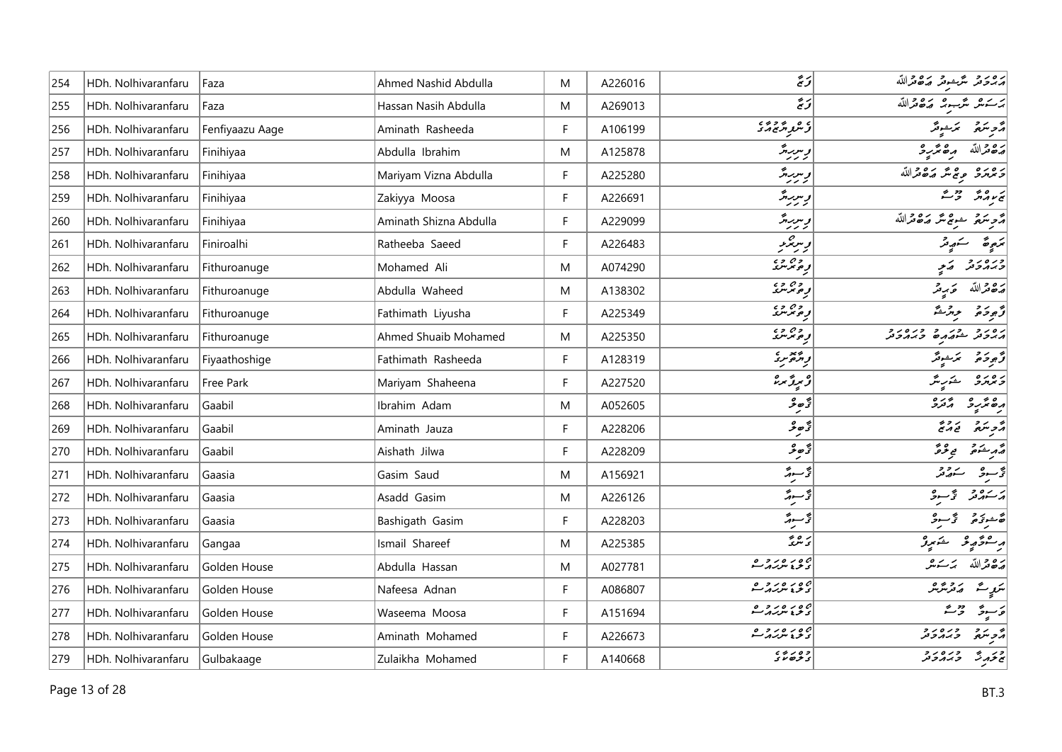| 254 | HDh. Nolhivaranfaru | Faza | Ahmed Nashid Abdulla | M | A226016 | ﻭَﺗَﺞ | ﺃَﺣْﻤَﺪُ ﻧَﺎﺷِﺪْ ﺃَﺑْﺪُﺍﻟﻠﻪ |
|---|---|---|---|---|---|---|---|
| 255 | HDh. Nolhivaranfaru | Faza | Hassan Nasih Abdulla | M | A269013 | ﻭَﺗَﺞ | ﺣَﺴَﻦْ ﻧَﺎﺳِﺢْ ﺃَﺑْﺪُﺍﻟﻠﻪ |
| 256 | HDh. Nolhivaranfaru | Fenfiyaazu Aage | Aminath Rasheeda | F | A106199 | | |
| 257 | HDh. Nolhivaranfaru | Finihiyaa | Abdulla Ibrahim | M | A125878 | | |
| 258 | HDh. Nolhivaranfaru | Finihiyaa | Mariyam Vizna Abdulla | F | A225280 | | |
| 259 | HDh. Nolhivaranfaru | Finihiyaa | Zakiyya Moosa | F | A226691 | | |
| 260 | HDh. Nolhivaranfaru | Finihiyaa | Aminath Shizna Abdulla | F | A229099 | | |
| 261 | HDh. Nolhivaranfaru | Finiroalhi | Ratheeba Saeed | F | A226483 | | |
| 262 | HDh. Nolhivaranfaru | Fithuroanuge | Mohamed Ali | M | A074290 | | |
| 263 | HDh. Nolhivaranfaru | Fithuroanuge | Abdulla Waheed | M | A138302 | | |
| 264 | HDh. Nolhivaranfaru | Fithuroanuge | Fathimath Liyusha | F | A225349 | | |
| 265 | HDh. Nolhivaranfaru | Fithuroanuge | Ahmed Shuaib Mohamed | M | A225350 | | |
| 266 | HDh. Nolhivaranfaru | Fiyaathoshige | Fathimath Rasheeda | F | A128319 | | |
| 267 | HDh. Nolhivaranfaru | Free Park | Mariyam Shaheena | F | A227520 | | |
| 268 | HDh. Nolhivaranfaru | Gaabil | Ibrahim Adam | M | A052605 | | |
| 269 | HDh. Nolhivaranfaru | Gaabil | Aminath Jauza | F | A228206 | | |
| 270 | HDh. Nolhivaranfaru | Gaabil | Aishath Jilwa | F | A228209 | | |
| 271 | HDh. Nolhivaranfaru | Gaasia | Gasim Saud | M | A156921 | | |
| 272 | HDh. Nolhivaranfaru | Gaasia | Asadd Gasim | M | A226126 | | |
| 273 | HDh. Nolhivaranfaru | Gaasia | Bashigath Gasim | F | A228203 | | |
| 274 | HDh. Nolhivaranfaru | Gangaa | Ismail Shareef | M | A225385 | | |
| 275 | HDh. Nolhivaranfaru | Golden House | Abdulla Hassan | M | A027781 | | |
| 276 | HDh. Nolhivaranfaru | Golden House | Nafeesa Adnan | F | A086807 | | |
| 277 | HDh. Nolhivaranfaru | Golden House | Waseema Moosa | F | A151694 | | |
| 278 | HDh. Nolhivaranfaru | Golden House | Aminath Mohamed | F | A226673 | | |
| 279 | HDh. Nolhivaranfaru | Gulbakaage | Zulaikha Mohamed | F | A140668 | | |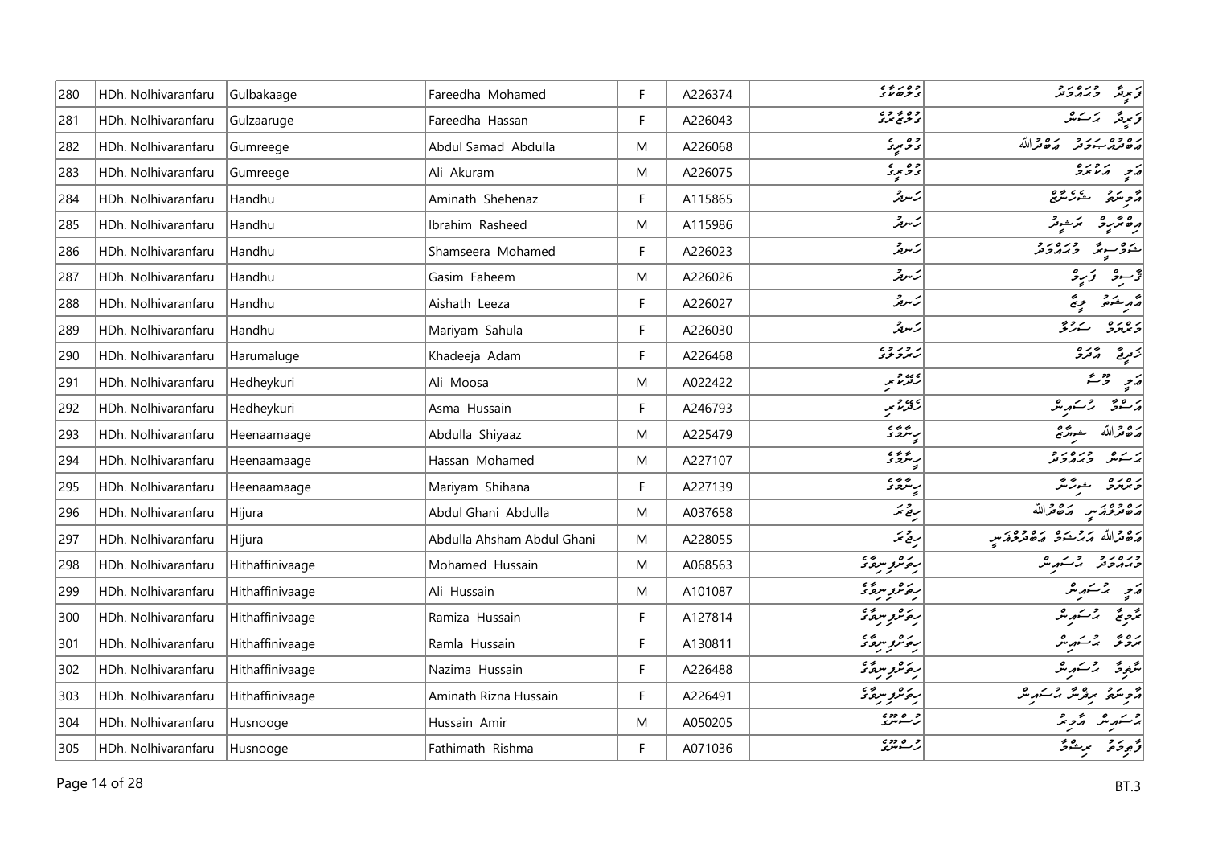| 280 | HDh. Nolhivaranfaru | Gulbakaage | Fareedha Mohamed | F | A226374 | ووړ ءِ ، | وَمِرِمَّر وَرَوروَرَ |
|---|---|---|---|---|---|---|---|
| 281 | HDh. Nolhivaranfaru | Gulzaaruge | Fareedha Hassan | F | A226043 | ووءِ ووي | وَمِرِمَّر بَرَسَرَسْ |
| 282 | HDh. Nolhivaranfaru | Gumreege | Abdul Samad Abdulla | M | A226068 | دوميري | مَدەووسكرتر مَدەقراللە |
| 283 | HDh. Nolhivaranfaru | Gumreege | Ali Akuram | M | A226075 | دوميري | مَرِ مَمَّ مَرَد |
| 284 | HDh. Nolhivaranfaru | Handhu | Aminath Shehenaz | F | A115865 | رَسِعْر | مَرْحِ سَمَعْ شَوَرَسَّرْعْ |
| 285 | HDh. Nolhivaranfaru | Handhu | Ibrahim Rasheed | M | A115986 | رَسِعْر | مِرْھَ عُمَّرِ وْ بِمَرَسْوِعْر |
| 286 | HDh. Nolhivaranfaru | Handhu | Shamseera Mohamed | F | A226023 | رَسِعْر | شَوْسِمِرَّ وَرَوروَرَ |
| 287 | HDh. Nolhivaranfaru | Handhu | Gasim Faheem | M | A226026 | رَسِعْر | تَوْسِعْ وَرِوْ |
| 288 | HDh. Nolhivaranfaru | Handhu | Aishath Leeza | F | A226027 | رَسِعْر | مَرْمِرْشَوَعْ مِرِعَّ |
| 289 | HDh. Nolhivaranfaru | Handhu | Mariyam Sahula | F | A226030 | رَسِعْر | وَمْرَمَرْوْ سَرَدْگُو |
| 290 | HDh. Nolhivaranfaru | Harumaluge | Khadeeja Adam | F | A226468 | رَبْرَدَوْي | زَمِرِقَّ مُرْتَرْوْ |
| 291 | HDh. Nolhivaranfaru | Hedheykuri | Ali Moosa | M | A022422 | رَعْرِ مَرِ | مَرِ وَّ سَّ |
| 292 | HDh. Nolhivaranfaru | Hedheykuri | Asma Hussain | F | A246793 | رَعْرِ مَرِ | مَرْسْوَّ بُرْسَمَرِسْ |
| 293 | HDh. Nolhivaranfaru | Heenaamaage | Abdulla Shiyaaz | M | A225479 | رِسَرَّدَّ ي | مَرْھَ تَرْاللّٰه شِوَرَّعْ |
| 294 | HDh. Nolhivaranfaru | Heenaamaage | Hassan Mohamed | M | A227107 | رِسَرَّدَّ ي | بَرَسَرَسْ وَرَوروَرَ |
| 295 | HDh. Nolhivaranfaru | Heenaamaage | Mariyam Shihana | F | A227139 | رِسَرَّدَّ ي | وَمْرَمَرْوْ شِرَّسَّرَ |
| 296 | HDh. Nolhivaranfaru | Hijura | Abdul Ghani Abdulla | M | A037658 | رِيَّ بَرَ | مَھْتَرْمُوَرَسِر مَرْھَ تَرْاللّٰه |
| 297 | HDh. Nolhivaranfaru | Hijura | Abdulla Ahsham Abdul Ghani | M | A228055 | رِيَّ بَرَ | مَرْھَ تَرْاللّٰه مَرْشَوْ مَھْتَرْمُوَرَسِر |
| 298 | HDh. Nolhivaranfaru | Hithaffinivaage | Mohamed Hussain | M | A068563 | رِعْرُ وُ سِعَ ي | وَرَوروَرَ بُرْسَمَرِسْ |
| 299 | HDh. Nolhivaranfaru | Hithaffinivaage | Ali Hussain | M | A101087 | رِعْرُ وُ سِعَ ي | مَرِ بُرْسَمَرِسْ |
| 300 | HDh. Nolhivaranfaru | Hithaffinivaage | Ramiza Hussain | F | A127814 | رِعْرُ وُ سِعَ ي | بَرَّرِعَّ بُرْسَمَرِسْ |
| 301 | HDh. Nolhivaranfaru | Hithaffinivaage | Ramla Hussain | F | A130811 | رِعْرُ وُ سِعَ ي | بَرْوْ گَّ بُرْسَمَرِسْ |
| 302 | HDh. Nolhivaranfaru | Hithaffinivaage | Nazima Hussain | F | A226488 | رِعْرُ وُ سِعَ ي | سَّرْعِوَّ بُرْسَمَرِسْ |
| 303 | HDh. Nolhivaranfaru | Hithaffinivaage | Aminath Rizna Hussain | F | A226491 | رِعْرُ وُ سِعَ ي | مَرْحِ سَمَعْ مِرِعْرْسَّرَ بُرْسَمَرِسْ |
| 304 | HDh. Nolhivaranfaru | Husnooge | Hussain Amir | M | A050205 | رُسُوسْرُي | بُرْسَمَرِسْ مَرَّحِ بَرْ |
| 305 | HDh. Nolhivaranfaru | Husnooge | Fathimath Rishma | F | A071036 | رُسُوسْرُي | وَّجِوَدَعْ مِرِشْوَّ |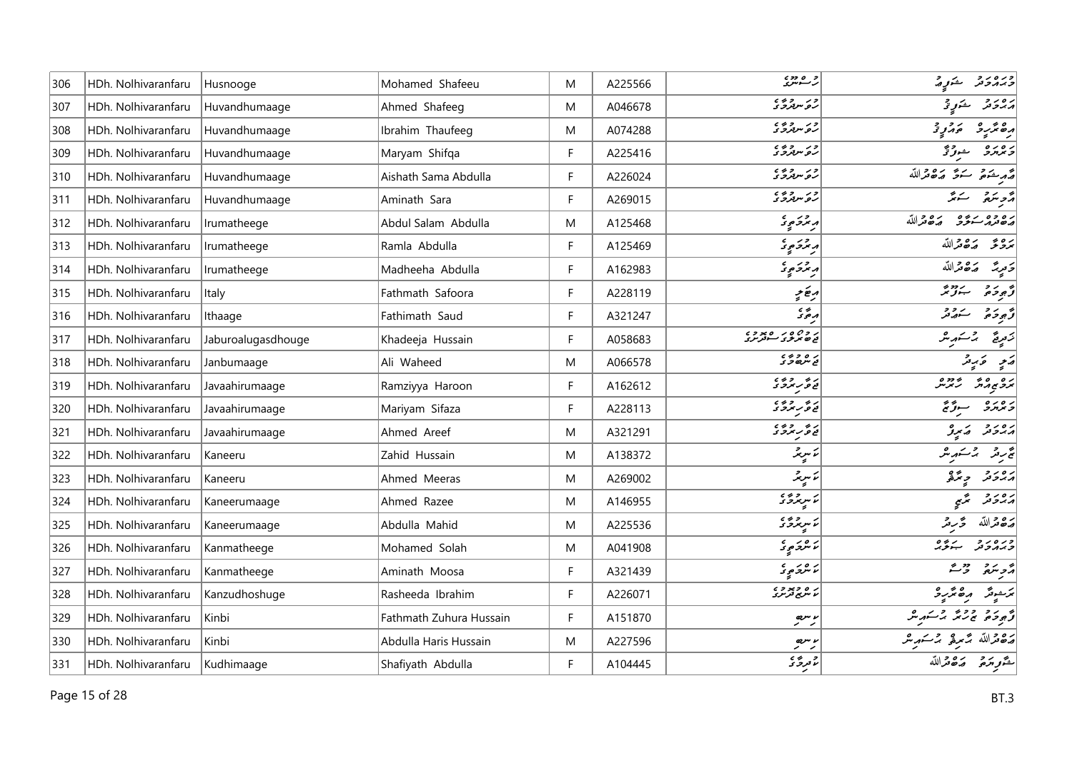| 306 | HDh. Nolhivaranfaru | Husnooge | Mohamed Shafeeu | M | A225566 | ژىسنۇگެ | މުޙައްމަދު ޝަފީއު |
|---|---|---|---|---|---|---|---|
| 307 | HDh. Nolhivaranfaru | Huvandhumaage | Ahmed Shafeeg | M | A046678 | ހުވަނދުމާގެ | އަޙްމަދު ޝަފީގު |
| 308 | HDh. Nolhivaranfaru | Huvandhumaage | Ibrahim Thaufeeg | M | A074288 | ހުވަނދުމާގެ | އިބްރާހީމް ތައުފީގު |
| 309 | HDh. Nolhivaranfaru | Huvandhumaage | Maryam Shifqa | F | A225416 | ހުވަނދުމާގެ | މަރްޔަމް ޝިފްގާ |
| 310 | HDh. Nolhivaranfaru | Huvandhumaage | Aishath Sama Abdulla | F | A226024 | ހުވަނދުމާގެ | އާއިޝަތު ސަމާ އަބްދުﷲ |
| 311 | HDh. Nolhivaranfaru | Huvandhumaage | Aminath Sara | F | A269015 | ހުވަނދުމާގެ | އާމިނަތު ސަރާ |
| 312 | HDh. Nolhivaranfaru | Irumatheege | Abdul Salam Abdulla | M | A125468 | އިރުމަތީގެ | އަބްދުއްސަލާމް އަބްދުﷲ |
| 313 | HDh. Nolhivaranfaru | Irumatheege | Ramla Abdulla | F | A125469 | އިރުމަތީގެ | ރަމްލާ އަބްދުﷲ |
| 314 | HDh. Nolhivaranfaru | Irumatheege | Madheeha Abdulla | F | A162983 | އިރުމަތީގެ | މަދީހާ އަބްދުﷲ |
| 315 | HDh. Nolhivaranfaru | Italy | Fathmath Safoora | F | A228119 | އިޓަލީ | ފާތިމަތު ސަފޫރާ |
| 316 | HDh. Nolhivaranfaru | Ithaage | Fathimath Saud | F | A321247 | އިތާގެ | ފާތިމަތު ސައުދު |
| 317 | HDh. Nolhivaranfaru | Jaburoalugasdhouge | Khadeeja Hussain | F | A058683 | ޖަބުރޯޅުގަސްދޮށުގެ | ޚަދީޖާ ހުސައިން |
| 318 | HDh. Nolhivaranfaru | Janbumaage | Ali Waheed | M | A066578 | ޖަނބުމާގެ | އަލީ ވަހީދު |
| 319 | HDh. Nolhivaranfaru | Javaahirumaage | Ramziyya Haroon | F | A162612 | ޖަވާހިރުމާގެ | ރަމްޒިއްޔާ ހާރޫން |
| 320 | HDh. Nolhivaranfaru | Javaahirumaage | Mariyam Sifaza | F | A228113 | ޖަވާހިރުމާގެ | މަރިޔަމް ސިފާޒާ |
| 321 | HDh. Nolhivaranfaru | Javaahirumaage | Ahmed Areef | M | A321291 | ޖަވާހިރުމާގެ | އަޙްމަދު އަރީފު |
| 322 | HDh. Nolhivaranfaru | Kaneeru | Zahid Hussain | M | A138372 | ކަނީރު | ޒާހިދު ހުސައިން |
| 323 | HDh. Nolhivaranfaru | Kaneeru | Ahmed Meeras | M | A269002 | ކަނީރު | އަޙްމަދު މީރާސް |
| 324 | HDh. Nolhivaranfaru | Kaneerumaage | Ahmed Razee | M | A146955 | ކަނީރުމާގެ | އަޙްމަދު ރާޒީ |
| 325 | HDh. Nolhivaranfaru | Kaneerumaage | Abdulla Mahid | M | A225536 | ކަނީރުމާގެ | އަބްދުﷲ މާހިދު |
| 326 | HDh. Nolhivaranfaru | Kanmatheege | Mohamed Solah | M | A041908 | ކަންމަތީގެ | މުޙައްމަދު ސަލާޙް |
| 327 | HDh. Nolhivaranfaru | Kanmatheege | Aminath Moosa | F | A321439 | ކަންމަތީގެ | އާމިނަތު މޫސާ |
| 328 | HDh. Nolhivaranfaru | Kanzudhoshuge | Rasheeda Ibrahim | F | A226071 | ކަންޒުދޮށުގެ | ރަޝީދާ އިބްރާހީމް |
| 329 | HDh. Nolhivaranfaru | Kinbi | Fathmath Zuhura Hussain | F | A151870 | ކިނބި | ފާތިމަތު ޒުހުރާ ހުސައިން |
| 330 | HDh. Nolhivaranfaru | Kinbi | Abdulla Haris Hussain | M | A227596 | ކިނބި | އަބްދުﷲ ހާރިޘް ހުސައިން |
| 331 | HDh. Nolhivaranfaru | Kudhimaage | Shafiyath Abdulla | F | A104445 | ކުދިމާގެ | ޝަފިޔަތު އަބްދުﷲ |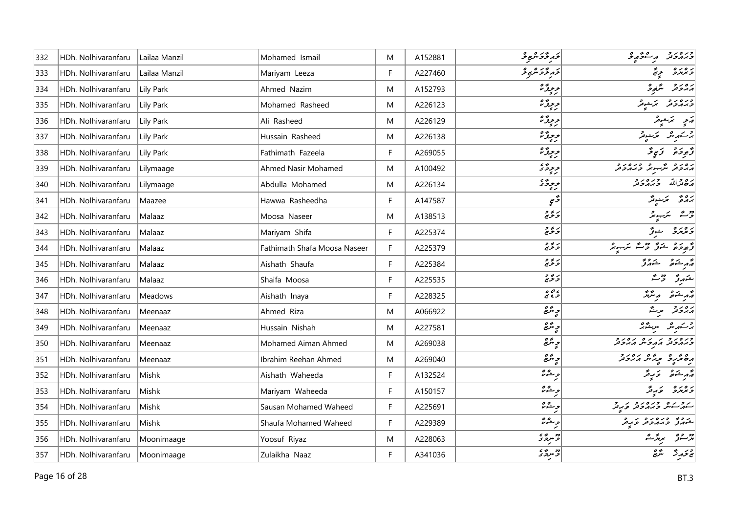| 332 | HDh. Nolhivaranfaru | Lailaa Manzil | Mohamed Ismail | M | A152881 | ލައިލާމަންޒިލް | މުހައްމަދު އިސްމާއީލް |
|---|---|---|---|---|---|---|---|
| 333 | HDh. Nolhivaranfaru | Lailaa Manzil | Mariyam Leeza | F | A227460 | ލައިލާމަންޒިލް | މަރިޔަމް ލީޒާ |
| 334 | HDh. Nolhivaranfaru | Lily Park | Ahmed Nazim | M | A152793 | ލިލީޕާކް | އަޙްމަދު ނާޒިމް |
| 335 | HDh. Nolhivaranfaru | Lily Park | Mohamed Rasheed | M | A226123 | ލިލީޕާކް | މުހައްމަދު ރަޝީދު |
| 336 | HDh. Nolhivaranfaru | Lily Park | Ali Rasheed | M | A226129 | ލިލީޕާކް | އަލީ ރަޝީދު |
| 337 | HDh. Nolhivaranfaru | Lily Park | Hussain Rasheed | M | A226138 | ލިލީޕާކް | ހުސައިން ރަޝީދު |
| 338 | HDh. Nolhivaranfaru | Lily Park | Fathimath Fazeela | F | A269055 | ލިލީޕާކް | ފާތިމަތު ފަޒީލާ |
| 339 | HDh. Nolhivaranfaru | Lilymaage | Ahmed Nasir Mohamed | M | A100492 | ލިލީމާގެ | އަޙްމަދު ނާޞިރު މުހައްމަދު |
| 340 | HDh. Nolhivaranfaru | Lilymaage | Abdulla Mohamed | M | A226134 | ލިލީމާގެ | އަބްދުﷲ މުހައްމަދު |
| 341 | HDh. Nolhivaranfaru | Maazee | Hawwa Rasheedha | F | A147587 | މާޒީ | ހައްވާ ރަޝީދާ |
| 342 | HDh. Nolhivaranfaru | Malaaz | Moosa Naseer | M | A138513 | މަލާޒު | މޫސާ ނަސީރު |
| 343 | HDh. Nolhivaranfaru | Malaaz | Mariyam Shifa | F | A225374 | މަލާޒު | މަރިޔަމް ޝިފާ |
| 344 | HDh. Nolhivaranfaru | Malaaz | Fathimath Shafa Moosa Naseer | F | A225379 | މަލާޒު | ފާތިމަތު ޝަފާ މޫސާ ނަސީރު |
| 345 | HDh. Nolhivaranfaru | Malaaz | Aishath Shaufa | F | A225384 | މަލާޒު | އާއިޝަތު ޝައުފާ |
| 346 | HDh. Nolhivaranfaru | Malaaz | Shaifa Moosa | F | A225535 | މަލާޒު | ޝައިފާ މޫސާ |
| 347 | HDh. Nolhivaranfaru | Meadows | Aishath Inaya | F | A228325 | މެޑޯސް | އާއިޝަތު އިނާޔާ |
| 348 | HDh. Nolhivaranfaru | Meenaaz | Ahmed Riza | M | A066922 | މީނާޒް | އަޙްމަދު ރިޟާ |
| 349 | HDh. Nolhivaranfaru | Meenaaz | Hussain Nishah | M | A227581 | މީނާޒް | ހުސައިން ނިޝާހް |
| 350 | HDh. Nolhivaranfaru | Meenaaz | Mohamed Aiman Ahmed | M | A269038 | މީނާޒް | މުހައްމަދު އައިމަން އަޙްމަދު |
| 351 | HDh. Nolhivaranfaru | Meenaaz | Ibrahim Reehan Ahmed | M | A269040 | މީނާޒް | އިބްރާހީމް ރީހާން އަޙްމަދު |
| 352 | HDh. Nolhivaranfaru | Mishk | Aishath Waheeda | F | A132524 | މިޝްކު | އާއިޝަތު ވަހީދާ |
| 353 | HDh. Nolhivaranfaru | Mishk | Mariyam Waheeda | F | A150157 | މިޝްކު | މަރިޔަމް ވަހީދާ |
| 354 | HDh. Nolhivaranfaru | Mishk | Sausan Mohamed Waheed | F | A225691 | މިޝްކު | ސައުސަން މުހައްމަދު ވަހީދު |
| 355 | HDh. Nolhivaranfaru | Mishk | Shaufa Mohamed Waheed | F | A229389 | މިޝްކު | ޝައުފާ މުހައްމަދު ވަހީދު |
| 356 | HDh. Nolhivaranfaru | Moonimaage | Yoosuf Riyaz | M | A228063 | މޫނިމާގެ | ޔޫސުފް ރިޔާޒު |
| 357 | HDh. Nolhivaranfaru | Moonimaage | Zulaikha Naaz | F | A341036 | މޫނިމާގެ | ޒުލައިހާ ނާޒް |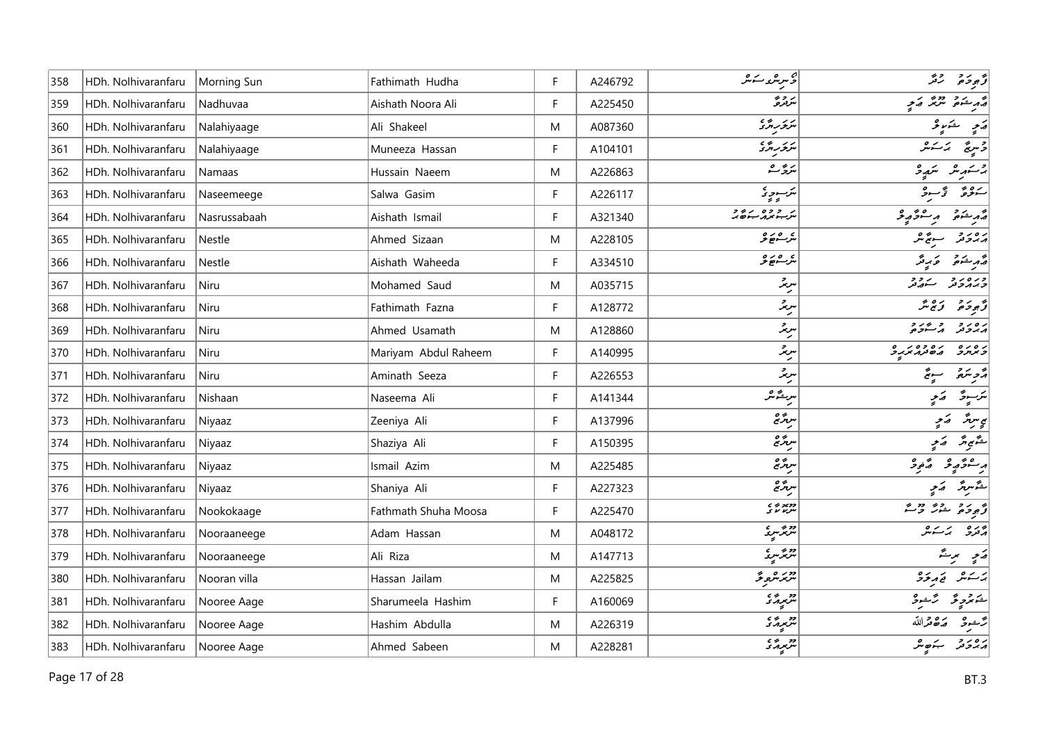| 358 | HDh. Nolhivaranfaru | Morning Sun | Fathimath Hudha | F | A246792 | މޯނިންގ ސަން | ފާތިމަތު ހުދާ |
|---|---|---|---|---|---|---|---|
| 359 | HDh. Nolhivaranfaru | Nadhuvaa | Aishath Noora Ali | F | A225450 | ނަދުވާ | އައިޝަތު ނޫރާ އަލި |
| 360 | HDh. Nolhivaranfaru | Nalahiyaage | Ali Shakeel | M | A087360 | ނަލަހިޔާގެ | އަލި ޝަކީލް |
| 361 | HDh. Nolhivaranfaru | Nalahiyaage | Muneeza Hassan | F | A104101 | ނަލަހިޔާގެ | މުނީޒާ ހަސަން |
| 362 | HDh. Nolhivaranfaru | Namaas | Hussain Naeem | M | A226863 | ނަމާސް | ހުސައިން ނަޢީމް |
| 363 | HDh. Nolhivaranfaru | Naseemeege | Salwa Gasim | F | A226117 | ނަސީމީގެ | ސަލްވާ ޤާސިމް |
| 364 | HDh. Nolhivaranfaru | Nasrussabaah | Aishath Ismail | F | A321340 | ނަސްރުއްސަބާޙް | އައިޝަތު އިސްމާޢީލް |
| 365 | HDh. Nolhivaranfaru | Nestle | Ahmed Sizaan | M | A228105 | ނެސްޓްލް | އަޙްމަދު ސިޒާން |
| 366 | HDh. Nolhivaranfaru | Nestle | Aishath Waheeda | F | A334510 | ނެސްޓްލް | އައިޝަތު ވަހީދާ |
| 367 | HDh. Nolhivaranfaru | Niru | Mohamed Saud | M | A035715 | ނިރު | މުޙައްމަދު ސަޢޫދު |
| 368 | HDh. Nolhivaranfaru | Niru | Fathimath Fazna | F | A128772 | ނިރު | ފާތިމަތު ފަޒްނާ |
| 369 | HDh. Nolhivaranfaru | Niru | Ahmed Usamath | M | A128860 | ނިރު | އަޙްމަދު އުސާމަތު |
| 370 | HDh. Nolhivaranfaru | Niru | Mariyam Abdul Raheem | F | A140995 | ނިރު | މަރިޔަމް އަބްދުއްރަޙީމް |
| 371 | HDh. Nolhivaranfaru | Niru | Aminath Seeza | F | A226553 | ނިރު | އާމިނަތު ސީޒާ |
| 372 | HDh. Nolhivaranfaru | Nishaan | Naseema Ali | F | A141344 | ނިޝާން | ނަސީމާ އަލި |
| 373 | HDh. Nolhivaranfaru | Niyaaz | Zeeniya Ali | F | A137996 | ނިޔާޒް | ޒީނިޔާ އަލި |
| 374 | HDh. Nolhivaranfaru | Niyaaz | Shaziya Ali | F | A150395 | ނިޔާޒް | ޝާޒިޔާ އަލި |
| 375 | HDh. Nolhivaranfaru | Niyaaz | Ismail Azim | M | A225485 | ނިޔާޒް | އިސްމާޢީލް އާޒިމް |
| 376 | HDh. Nolhivaranfaru | Niyaaz | Shaniya Ali | F | A227323 | ނިޔާޒް | ޝާނިޔާ އަލި |
| 377 | HDh. Nolhivaranfaru | Nookokaage | Fathmath Shuha Moosa | F | A225470 | ނޫކޯކާގެ | ފާތިމަތު ޝުހާ މޫސާ |
| 378 | HDh. Nolhivaranfaru | Nooraaneege | Adam Hassan | M | A048172 | ނޫރާނީގެ | އާދަމް ހަސަން |
| 379 | HDh. Nolhivaranfaru | Nooraaneege | Ali Riza | M | A147713 | ނޫރާނީގެ | އަލި ރިޟާ |
| 380 | HDh. Nolhivaranfaru | Nooran villa | Hassan Jailam | M | A225825 | ނޫރަންވިލާ | ހަސަން ޖައިލަމް |
| 381 | HDh. Nolhivaranfaru | Nooree Aage | Sharumeela Hashim | F | A160069 | ނޫރީއާގެ | ޝަރުމީލާ ހާޝިމް |
| 382 | HDh. Nolhivaranfaru | Nooree Aage | Hashim Abdulla | M | A226319 | ނޫރީއާގެ | ހާޝިމް އަބްދުﷲ |
| 383 | HDh. Nolhivaranfaru | Nooree Aage | Ahmed Sabeen | M | A228281 | ނޫރީއާގެ | އަޙްމަދު ސަބީން |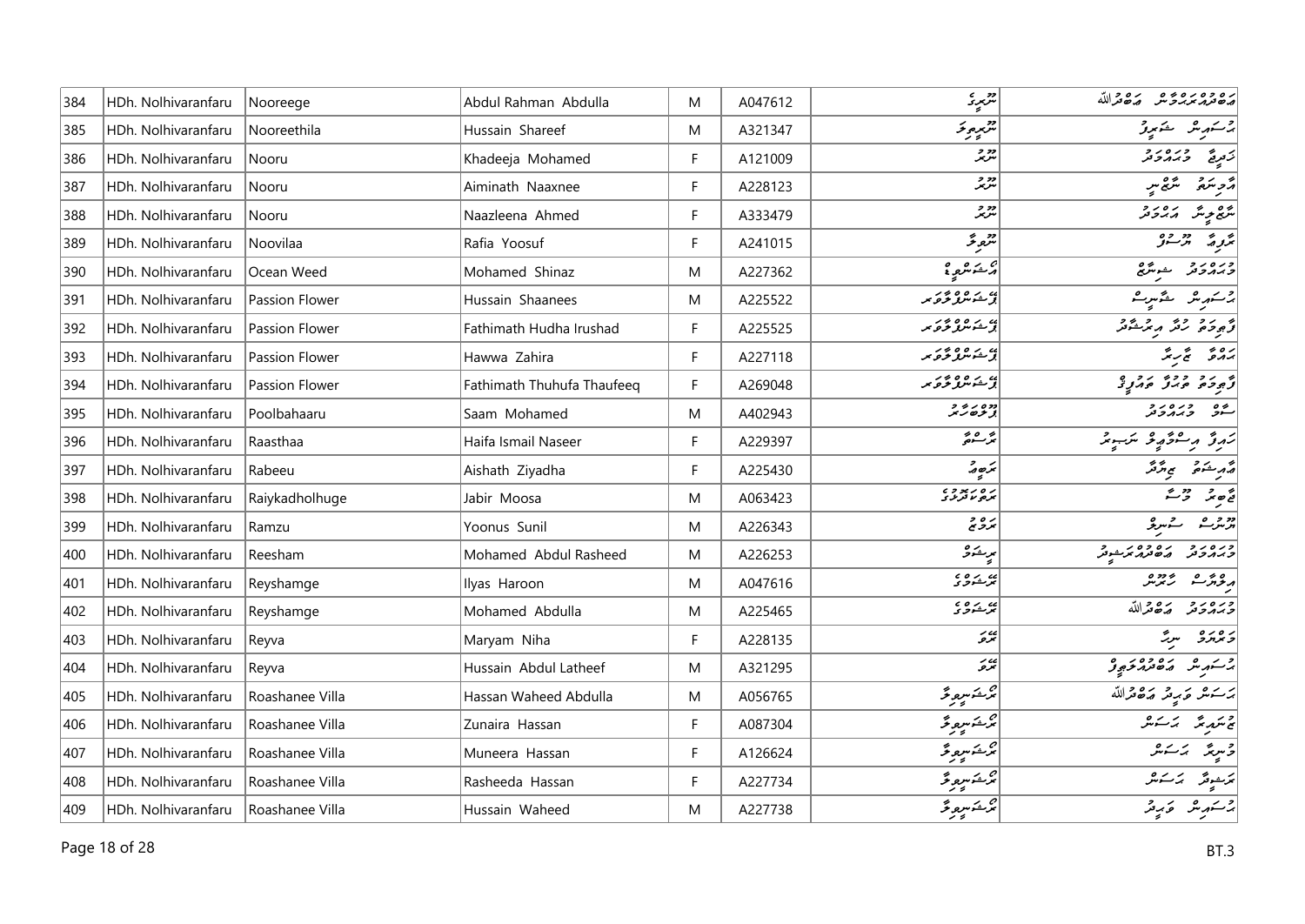| 384 | HDh. Nolhivaranfaru | Nooreege | Abdul Rahman Abdulla | M | A047612 | ނޫރީގެ | އަބްދުއްރަޙްމާން އަބްދުﷲ |
|---|---|---|---|---|---|---|---|
| 385 | HDh. Nolhivaranfaru | Nooreethila | Hussain Shareef | M | A321347 | ނޫރީތިލަ | ޙުސައިން ޝަރީފް |
| 386 | HDh. Nolhivaranfaru | Nooru | Khadeeja Mohamed | F | A121009 | ނޫރު | ޚަދީޖާ މުޙައްމަދު |
| 387 | HDh. Nolhivaranfaru | Nooru | Aiminath Naaxnee | F | A228123 | ނޫރު | އާމިނަތު ނާޒްނީ |
| 388 | HDh. Nolhivaranfaru | Nooru | Naazleena Ahmed | F | A333479 | ނޫރު | ނާޒްލީނާ އަޙްމަދު |
| 389 | HDh. Nolhivaranfaru | Noovilaa | Rafia Yoosuf | F | A241015 | ނޫވިލާ | ރާފިޢާ ޔޫސުފް |
| 390 | HDh. Nolhivaranfaru | Ocean Weed | Mohamed Shinaz | M | A227362 | އޯޝަންވީޑް | މުޙައްމަދު ޝިނާޒް |
| 391 | HDh. Nolhivaranfaru | Passion Flower | Hussain Shaanees | M | A225522 | ޕެޝަންފްލަވަރ | ޙުސައިން ޝާނީސް |
| 392 | HDh. Nolhivaranfaru | Passion Flower | Fathimath Hudha Irushad | F | A225525 | ޕެޝަންފްލަވަރ | ފާތިމަތު ހުދާ އިރުޝާދު |
| 393 | HDh. Nolhivaranfaru | Passion Flower | Hawwa Zahira | F | A227118 | ޕެޝަންފްލަވަރ | ހައްވާ ޒާހިރާ |
| 394 | HDh. Nolhivaranfaru | Passion Flower | Fathimath Thuhufa Thaufeeq | F | A269048 | ޕެޝަންފްލަވަރ | ފާތިމަތު ތުހުފާ ތައުފީޤު |
| 395 | HDh. Nolhivaranfaru | Poolbahaaru | Saam Mohamed | M | A402943 | ޕޫލްބަހާރު | ސާމް މުޙައްމަދު |
| 396 | HDh. Nolhivaranfaru | Raasthaa | Haifa Ismail Naseer | F | A229397 | ރާސްތާ | ހައިފާ އިސްމާޢީލް ނަސީރު |
| 397 | HDh. Nolhivaranfaru | Rabeeu | Aishath Ziyadha | F | A225430 | ރަބީޢު | އާއިޝަތު ޒިޔާދާ |
| 398 | HDh. Nolhivaranfaru | Raiykadholhuge | Jabir Moosa | M | A063423 | ރައްކަދޮޅުގެ | ޖާބިރު މޫސާ |
| 399 | HDh. Nolhivaranfaru | Ramzu | Yoonus Sunil | M | A226343 | ރަމްޒު | ޔޫނުސް ސުނިލް |
| 400 | HDh. Nolhivaranfaru | Reesham | Mohamed Abdul Rasheed | M | A226253 | ރީޝަމް | މުޙައްމަދު އަބްދުއްރަޝީދު |
| 401 | HDh. Nolhivaranfaru | Reyshamge | Ilyas Haroon | M | A047616 | ރޭޝަމްގެ | އިލްޔާސް ހާރޫން |
| 402 | HDh. Nolhivaranfaru | Reyshamge | Mohamed Abdulla | M | A225465 | ރޭޝަމްގެ | މުޙައްމަދު އަބްދުﷲ |
| 403 | HDh. Nolhivaranfaru | Reyva | Maryam Niha | F | A228135 | ރޭވަ | މަރްޔަމް ނިހާ |
| 404 | HDh. Nolhivaranfaru | Reyva | Hussain Abdul Latheef | M | A321295 | ރޭވަ | ޙުސައިން އަބްދުއްލަޠީފް |
| 405 | HDh. Nolhivaranfaru | Roashanee Villa | Hassan Waheed Abdulla | M | A056765 | ރޯޝަނީވިލާ | ޙަސަން ވަޙީދު އަބްދުﷲ |
| 406 | HDh. Nolhivaranfaru | Roashanee Villa | Zunaira Hassan | F | A087304 | ރޯޝަނީވިލާ | ޒުނައިރާ ޙަސަން |
| 407 | HDh. Nolhivaranfaru | Roashanee Villa | Muneera Hassan | F | A126624 | ރޯޝަނީވިލާ | މުނީރާ ޙަސަން |
| 408 | HDh. Nolhivaranfaru | Roashanee Villa | Rasheeda Hassan | F | A227734 | ރޯޝަނީވިލާ | ރަޝީދާ ޙަސަން |
| 409 | HDh. Nolhivaranfaru | Roashanee Villa | Hussain Waheed | M | A227738 | ރޯޝަނީވިލާ | ޙުސައިން ވަޙީދު |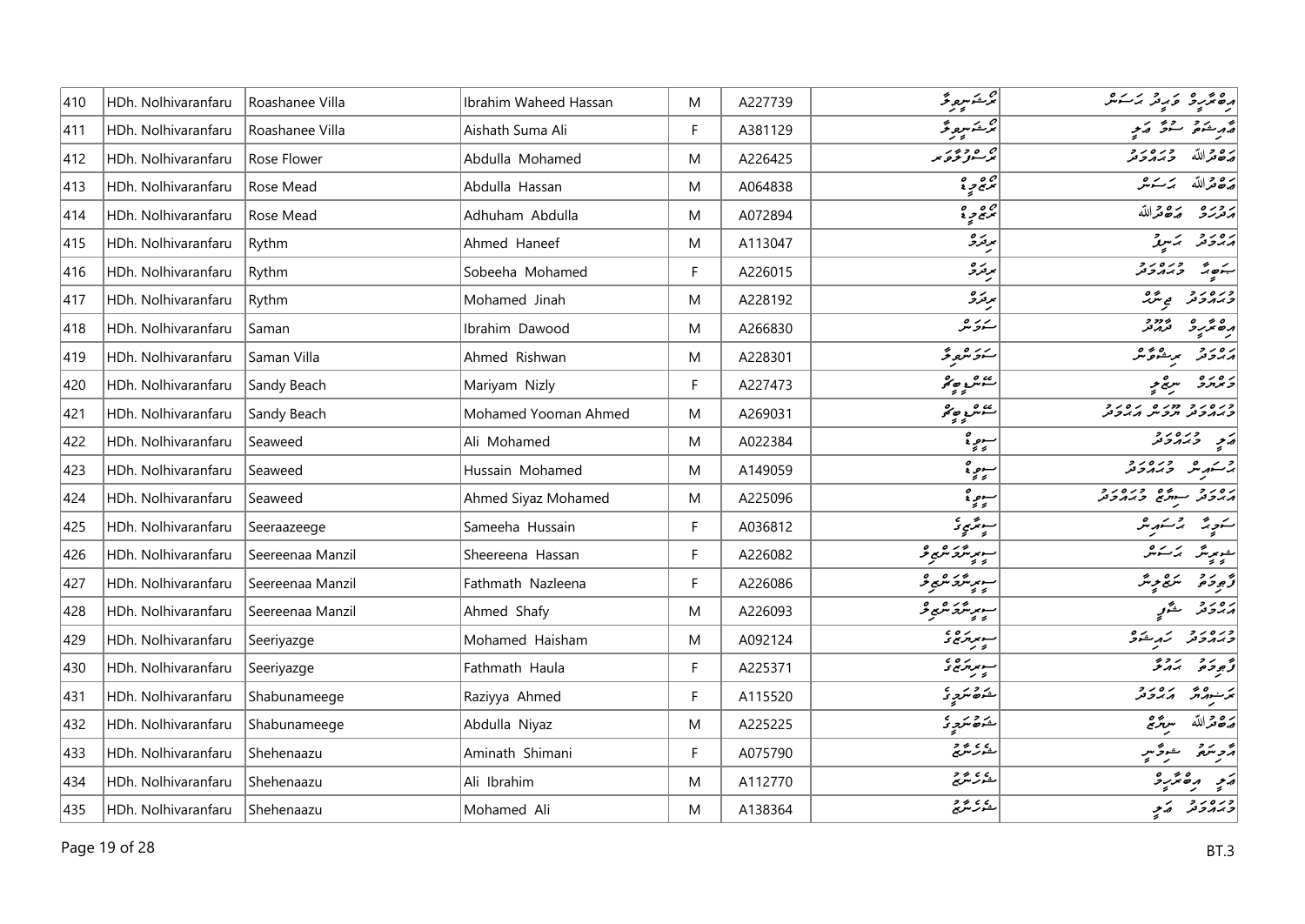| 410 | HDh. Nolhivaranfaru | Roashanee Villa | Ibrahim Waheed Hassan | M | A227739 | ރޯޝަނީވިލާ | އިބްރާހީމް ވަޙީދު ޙަސަން |
|---|---|---|---|---|---|---|---|
| 411 | HDh. Nolhivaranfaru | Roashanee Villa | Aishath Suma Ali | F | A381129 | ރޯޝަނީވިލާ | އައިޝަތު ސުމާ ޢަލީ |
| 412 | HDh. Nolhivaranfaru | Rose Flower | Abdulla Mohamed | M | A226425 | ރޯސްފްލަވަރ | އަބްދުﷲ މުޙައްމަދު |
| 413 | HDh. Nolhivaranfaru | Rose Mead | Abdulla Hassan | M | A064838 | ރޯޒްމީޑް | އަބްދުﷲ ޙަސަން |
| 414 | HDh. Nolhivaranfaru | Rose Mead | Adhuham Abdulla | M | A072894 | ރޯޒްމީޑް | އަދުހަމް އަބްދުﷲ |
| 415 | HDh. Nolhivaranfaru | Rythm | Ahmed Haneef | M | A113047 | ރިދަމް | އަޙްމަދު ޙަނީފު |
| 416 | HDh. Nolhivaranfaru | Rythm | Sobeeha Mohamed | F | A226015 | ރިދަމް | ސަބީޙާ މުޙައްމަދު |
| 417 | HDh. Nolhivaranfaru | Rythm | Mohamed Jinah | M | A228192 | ރިދަމް | މުޙައްމަދު ޖިނާޙް |
| 418 | HDh. Nolhivaranfaru | Saman | Ibrahim Dawood | M | A266830 | ސަމަން | އިބްރާހީމް ދާއޫދު |
| 419 | HDh. Nolhivaranfaru | Saman Villa | Ahmed Rishwan | M | A228301 | ސަމަންވިލާ | އަޙްމަދު ރިޝްވާން |
| 420 | HDh. Nolhivaranfaru | Sandy Beach | Mariyam Nizly | F | A227473 | ސޭންޑީބީޗް | މަރިޔަމް ނިޒްލީ |
| 421 | HDh. Nolhivaranfaru | Sandy Beach | Mohamed Yooman Ahmed | M | A269031 | ސޭންޑީބީޗް | މުޙައްމަދު ޔޫމަން އަޙްމަދު |
| 422 | HDh. Nolhivaranfaru | Seaweed | Ali Mohamed | M | A022384 | ސީވީޑް | ޢަލީ މުޙައްމަދު |
| 423 | HDh. Nolhivaranfaru | Seaweed | Hussain Mohamed | M | A149059 | ސީވީޑް | ޙުސައިން މުޙައްމަދު |
| 424 | HDh. Nolhivaranfaru | Seaweed | Ahmed Siyaz Mohamed | M | A225096 | ސީވީޑް | އަޙްމަދު ސިޔާޒް މުޙައްމަދު |
| 425 | HDh. Nolhivaranfaru | Seeraazeege | Sameeha Hussain | F | A036812 | ސީރާޒީގެ | ސަމީޙާ ޙުސައިން |
| 426 | HDh. Nolhivaranfaru | Seereenaa Manzil | Sheereena Hassan | F | A226082 | ސީރީނާމަންޒިލް | ޝީރީނާ ޙަސަން |
| 427 | HDh. Nolhivaranfaru | Seereenaa Manzil | Fathmath Nazleena | F | A226086 | ސީރީނާމަންޒިލް | ފާތިމަތު ނަޒްލީނާ |
| 428 | HDh. Nolhivaranfaru | Seereenaa Manzil | Ahmed Shafy | M | A226093 | ސީރީނާމަންޒިލް | އަޙްމަދު ޝާފީ |
| 429 | HDh. Nolhivaranfaru | Seeriyazge | Mohamed Haisham | M | A092124 | ސީރިޔަޒްގެ | މުޙައްމަދު ހައިޝަމް |
| 430 | HDh. Nolhivaranfaru | Seeriyazge | Fathmath Haula | F | A225371 | ސީރިޔަޒްގެ | ފާތިމަތު ހައުލާ |
| 431 | HDh. Nolhivaranfaru | Shabunameege | Raziyya Ahmed | F | A115520 | ޝަބުނަމީގެ | ރަޟިއްޔާ އަޙްމަދު |
| 432 | HDh. Nolhivaranfaru | Shabunameege | Abdulla Niyaz | M | A225225 | ޝަބުނަމީގެ | އަބްދުﷲ ނިޔާޒް |
| 433 | HDh. Nolhivaranfaru | Shehenaazu | Aminath Shimani | F | A075790 | ޝެހެނާޒު | އާމިނަތު ޝިމާނީ |
| 434 | HDh. Nolhivaranfaru | Shehenaazu | Ali Ibrahim | M | A112770 | ޝެހެނާޒު | ޢަލީ އިބްރާހީމް |
| 435 | HDh. Nolhivaranfaru | Shehenaazu | Mohamed Ali | M | A138364 | ޝެހެނާޒު | މުޙައްމަދު ޢަލީ |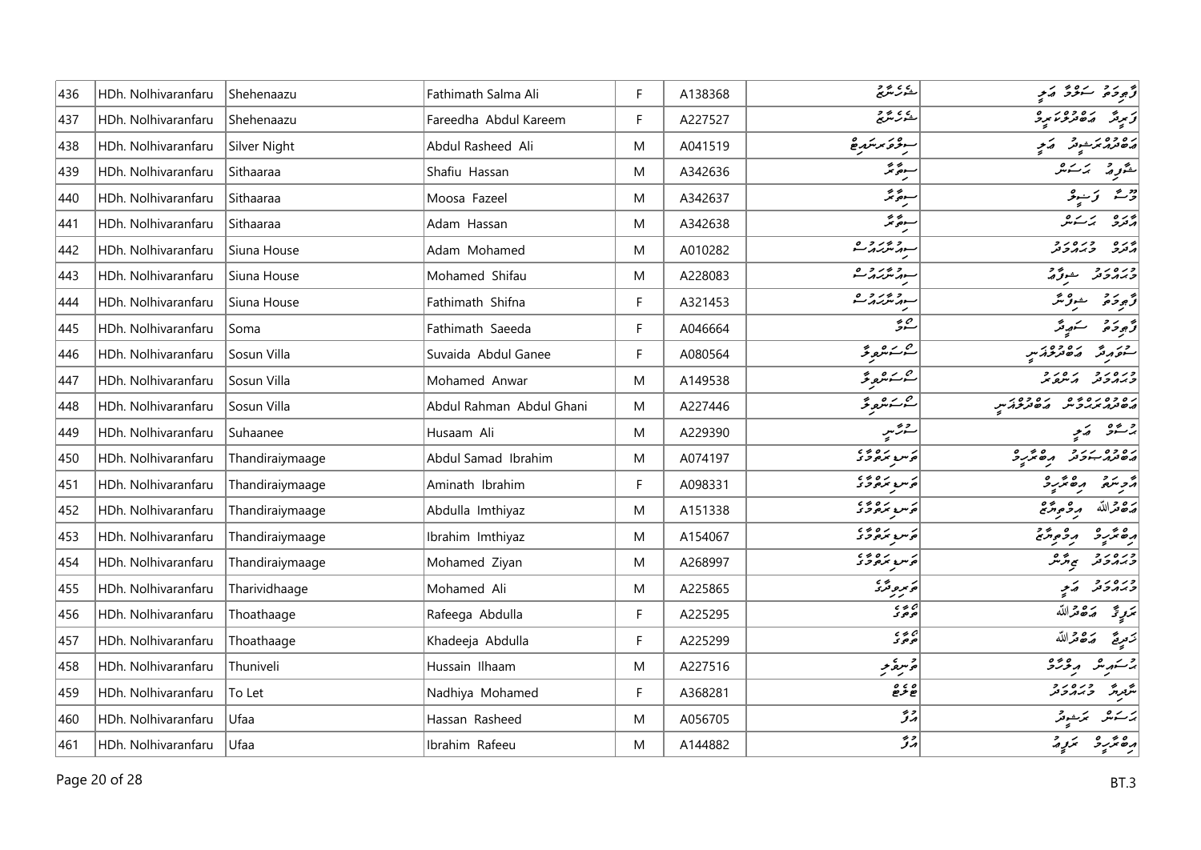| 436 | HDh. Nolhivaranfaru | Shehenaazu | Fathimath Salma Ali | F | A138368 | ޝެހެނާޒު | ފާތިމަތު ސަލްމާ ޢަލީ |
|---|---|---|---|---|---|---|---|
| 437 | HDh. Nolhivaranfaru | Shehenaazu | Fareedha Abdul Kareem | F | A227527 | ޝެހެނާޒު | ފަރީދާ ޢަބްދުލްކަރީމް |
| 438 | HDh. Nolhivaranfaru | Silver Night | Abdul Rasheed Ali | M | A041519 | ސިލްވަރނައިޓް | ޢަބްދުއްރަޝީދު ޢަލީ |
| 439 | HDh. Nolhivaranfaru | Sithaaraa | Shafiu Hassan | M | A342636 | ސިތާރާ | ޝާފިޢު ހަސަން |
| 440 | HDh. Nolhivaranfaru | Sithaaraa | Moosa Fazeel | M | A342637 | ސިތާރާ | މޫސާ ފަޒީލް |
| 441 | HDh. Nolhivaranfaru | Sithaaraa | Adam Hassan | M | A342638 | ސިތާރާ | އާދަމް ހަސަން |
| 442 | HDh. Nolhivaranfaru | Siuna House | Adam Mohamed | M | A010282 | ސިއުނާހައުސް | އާދަމް މުޙައްމަދު |
| 443 | HDh. Nolhivaranfaru | Siuna House | Mohamed Shifau | M | A228083 | ސިއުނާހައުސް | މުޙައްމަދު ޝިފާޢު |
| 444 | HDh. Nolhivaranfaru | Siuna House | Fathimath Shifna | F | A321453 | ސިއުނާހައުސް | ފާތިމަތު ޝިފްނާ |
| 445 | HDh. Nolhivaranfaru | Soma | Fathimath Saeeda | F | A046664 | ސޯމާ | ފާތިމަތު ސަޢީދާ |
| 446 | HDh. Nolhivaranfaru | Sosun Villa | Suvaida Abdul Ganee | F | A080564 | ސޯސަންވިލާ | ސުވައިދާ ޢަބްދުލްޣަނީ |
| 447 | HDh. Nolhivaranfaru | Sosun Villa | Mohamed Anwar | M | A149538 | ސޯސަންވިލާ | މުޙައްމަދު އަންވަރު |
| 448 | HDh. Nolhivaranfaru | Sosun Villa | Abdul Rahman Abdul Ghani | M | A227446 | ސޯސަންވިލާ | ޢަބްދުއްރަޙްމާން ޢަބްދުލްޣަނީ |
| 449 | HDh. Nolhivaranfaru | Suhaanee | Husaam Ali | M | A229390 | ސުހާނީ | ހުސާމް ޢަލީ |
| 450 | HDh. Nolhivaranfaru | Thandiraiymaage | Abdul Samad Ibrahim | M | A074197 | ތަންދިރައިމާގެ | ޢަބްދުއްސަމަދު އިބްރާހީމް |
| 451 | HDh. Nolhivaranfaru | Thandiraiymaage | Aminath Ibrahim | F | A098331 | ތަންދިރައިމާގެ | އާމިނަތު އިބްރާހީމް |
| 452 | HDh. Nolhivaranfaru | Thandiraiymaage | Abdulla Imthiyaz | M | A151338 | ތަންދިރައިމާގެ | ޢަބްދުﷲ އިމްތިޔާޒް |
| 453 | HDh. Nolhivaranfaru | Thandiraiymaage | Ibrahim Imthiyaz | M | A154067 | ތަންދިރައިމާގެ | އިބްރާހީމް އިމްތިޔާޒް |
| 454 | HDh. Nolhivaranfaru | Thandiraiymaage | Mohamed Ziyan | M | A268997 | ތަންދިރައިމާގެ | މުޙައްމަދު ޒިޔާން |
| 455 | HDh. Nolhivaranfaru | Tharividhaage | Mohamed Ali | M | A225865 | ތަރިވިދާގެ | މުޙައްމަދު ޢަލީ |
| 456 | HDh. Nolhivaranfaru | Thoathaage | Rafeega Abdulla | F | A225295 | ތޯތާގެ | ރަފީގާ ޢަބްދުﷲ |
| 457 | HDh. Nolhivaranfaru | Thoathaage | Khadeeja Abdulla | F | A225299 | ތޯތާގެ | ޚަދީޖާ ޢަބްދުﷲ |
| 458 | HDh. Nolhivaranfaru | Thuniveli | Hussain Ilhaam | M | A227516 | ތުނިވެލި | ހުސައިން އިލްހާމް |
| 459 | HDh. Nolhivaranfaru | To Let | Nadhiya Mohamed | F | A368281 | ޓުލެޓް | ނާދިޔާ މުޙައްމަދު |
| 460 | HDh. Nolhivaranfaru | Ufaa | Hassan Rasheed | M | A056705 | އުފާ | ހަސަން ރަޝީދު |
| 461 | HDh. Nolhivaranfaru | Ufaa | Ibrahim Rafeeu | M | A144882 | އުފާ | އިބްރާހީމް ރަފީޢު |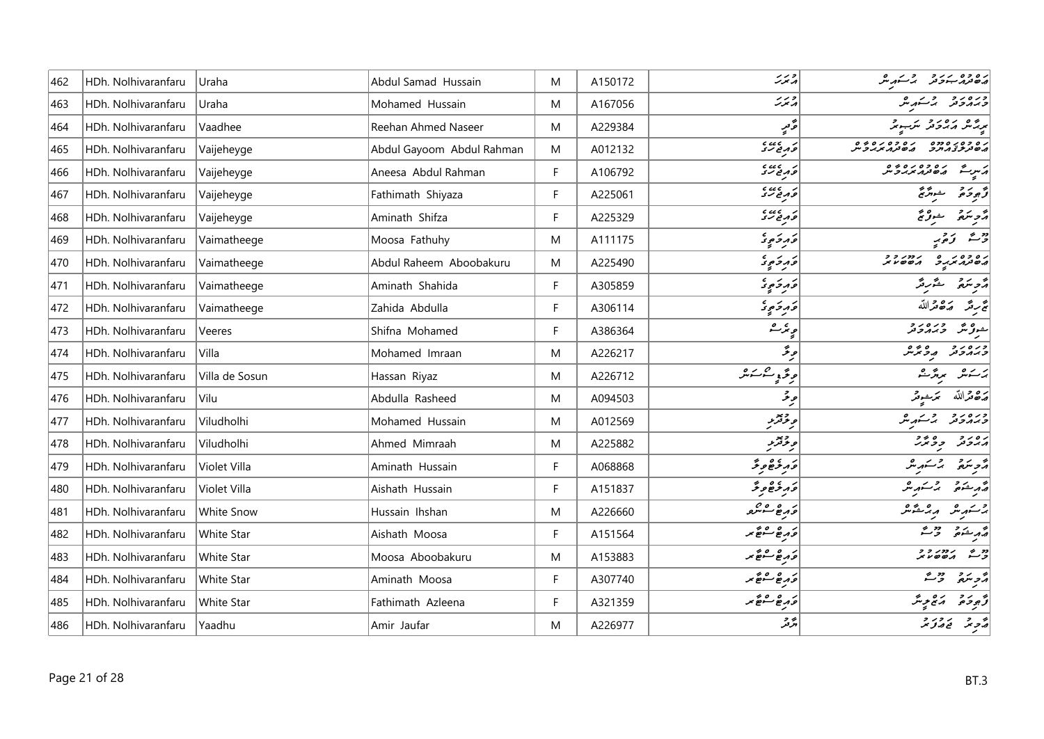| 462 | HDh. Nolhivaranfaru | Uraha | Abdul Samad Hussain | M | A150172 | އުރަހަ | އަބްދުލްސަމަދު ހުސައިން |
|---|---|---|---|---|---|---|---|
| 463 | HDh. Nolhivaranfaru | Uraha | Mohamed Hussain | M | A167056 | އުރަހަ | މުހައްމަދު ހުސައިން |
| 464 | HDh. Nolhivaranfaru | Vaadhee | Reehan Ahmed Naseer | M | A229384 | ވާދީ | ރީހާން އަހްމަދު ނަސީރު |
| 465 | HDh. Nolhivaranfaru | Vaijeheyge | Abdul Gayoom Abdul Rahman | M | A012132 | ވައިޖެހޭގެ | އަބްދުލްގައްޔޫމް އަބްދުއްރަޙްމާން |
| 466 | HDh. Nolhivaranfaru | Vaijeheyge | Aneesa Abdul Rahman | F | A106792 | ވައިޖެހޭގެ | އަނީސާ އަބްދުއްރަޙްމާން |
| 467 | HDh. Nolhivaranfaru | Vaijeheyge | Fathimath Shiyaza | F | A225061 | ވައިޖެހޭގެ | ފާތިމަތު ޝިޔާޒާ |
| 468 | HDh. Nolhivaranfaru | Vaijeheyge | Aminath Shifza | F | A225329 | ވައިޖެހޭގެ | އާމިނަތު ޝިފްޒާ |
| 469 | HDh. Nolhivaranfaru | Vaimatheege | Moosa Fathuhy | M | A111175 | ވައިމަތީގެ | މޫސާ ފަތުހީ |
| 470 | HDh. Nolhivaranfaru | Vaimatheege | Abdul Raheem Aboobakuru | M | A225490 | ވައިމަތީގެ | އަބްދުއްރަޙީމް އަބޫބަކުރު |
| 471 | HDh. Nolhivaranfaru | Vaimatheege | Aminath Shahida | F | A305859 | ވައިމަތީގެ | އާމިނަތު ޝާހިދާ |
| 472 | HDh. Nolhivaranfaru | Vaimatheege | Zahida Abdulla | F | A306114 | ވައިމަތީގެ | ޒާހިދާ އަބްދުﷲ |
| 473 | HDh. Nolhivaranfaru | Veeres | Shifna Mohamed | F | A386364 | ވީރެސް | ޝިފްނާ މުހައްމަދު |
| 474 | HDh. Nolhivaranfaru | Villa | Mohamed Imraan | M | A226217 | ވިލާ | މުހައްމަދު އިމްރާން |
| 475 | HDh. Nolhivaranfaru | Villa de Sosun | Hassan Riyaz | M | A226712 | ވިލާޑިސޯސަން | ހަސަން ރިޔާޒު |
| 476 | HDh. Nolhivaranfaru | Vilu | Abdulla Rasheed | M | A094503 | ވިލު | އަބްދުﷲ ރަޝީދު |
| 477 | HDh. Nolhivaranfaru | Viludholhi | Mohamed Hussain | M | A012569 | ވިލުދޮޅި | މުހައްމަދު ހުސައިން |
| 478 | HDh. Nolhivaranfaru | Viludholhi | Ahmed Mimraah | M | A225882 | ވިލުދޮޅި | އަހްމަދު މިމްރާހު |
| 479 | HDh. Nolhivaranfaru | Violet Villa | Aminath Hussain | F | A068868 | ވައިލެޓްވިލާ | އާމިނަތު ހުސައިން |
| 480 | HDh. Nolhivaranfaru | Violet Villa | Aishath Hussain | F | A151837 | ވައިލެޓްވިލާ | އާއިޝަތު ހުސައިން |
| 481 | HDh. Nolhivaranfaru | White Snow | Hussain Ihshan | M | A226660 | ވައިޓްސްނޯ | ހުސައިން އިޙްސާން |
| 482 | HDh. Nolhivaranfaru | White Star | Aishath Moosa | F | A151564 | ވައިޓްސްޓާރ | އާއިޝަތު މޫސާ |
| 483 | HDh. Nolhivaranfaru | White Star | Moosa Aboobakuru | M | A153883 | ވައިޓްސްޓާރ | މޫސާ އަބޫބަކުރު |
| 484 | HDh. Nolhivaranfaru | White Star | Aminath Moosa | F | A307740 | ވައިޓްސްޓާރ | އާމިނަތު މޫސާ |
| 485 | HDh. Nolhivaranfaru | White Star | Fathimath Azleena | F | A321359 | ވައިޓްސްޓާރ | ފާތިމަތު އަޒްލީނާ |
| 486 | HDh. Nolhivaranfaru | Yaadhu | Amir Jaufar | M | A226977 | ޔާދު | އާމިރު ޖައުފަރު |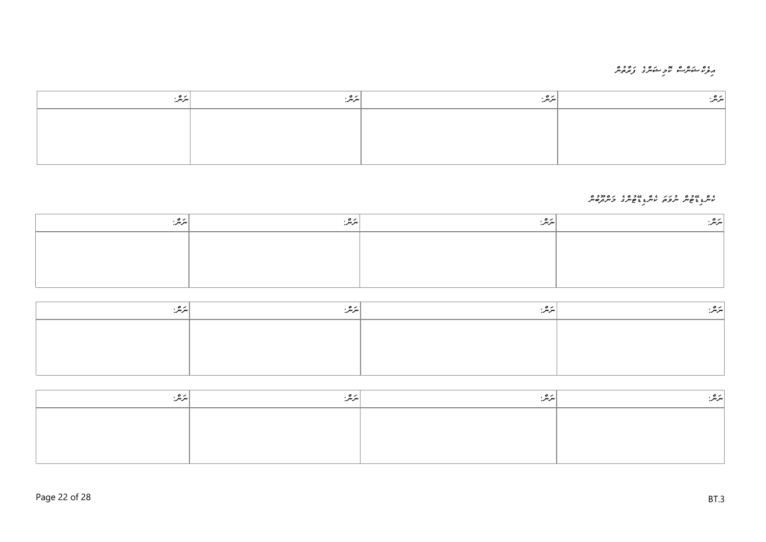## ދިވެހިރާއްޖޭގެ ނަމޫނާ ޝަހާދަތް

| ނަންބަރު: | ނަންބަރު: | ނަންބަރު: | ނަންބަރު: |
|---|---|---|---|
| | | | |

## ކުރިމަތިލާ ފަރާތުގެ ނަމާއި އެޑްރެސް

| ނަންބަރު: | ނަންބަރު: | ނަންބަރު: | ނަންބަރު: |
|---|---|---|---|
| | | | |

| ނަންބަރު: | ނަންބަރު: | ނަންބަރު: | ނަންބަރު: |
|---|---|---|---|
| | | | |

| ނަންބަރު: | ނަންބަރު: | ނަންބަރު: | ނަންބަރު: |
|---|---|---|---|
| | | | |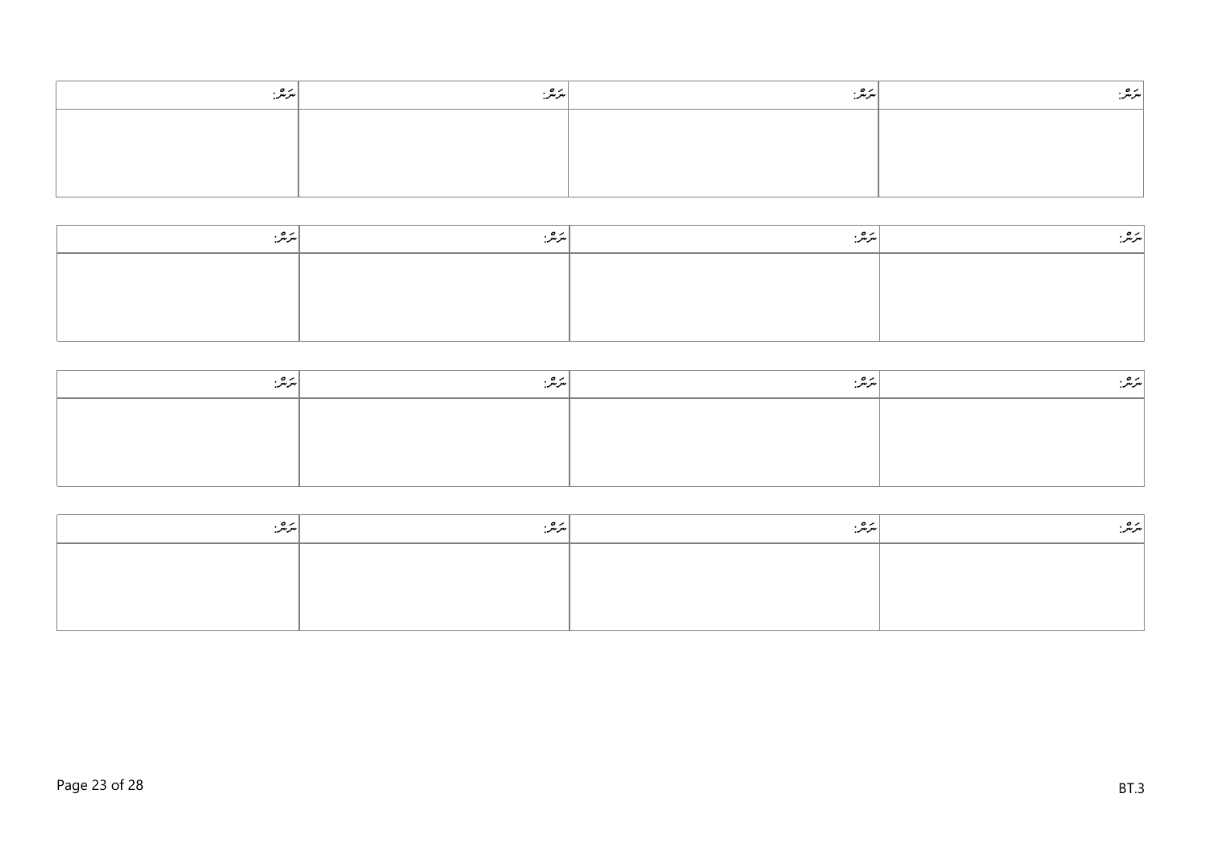| ނަރަދ: | ނަރަދ: | ނަރަދ: | ނަރަދ: |
| --- | --- | --- | --- |
| | | | |

| ނަރަދ: | ނަރަދ: | ނަރަދ: | ނަރަދ: |
| --- | --- | --- | --- |
| | | | |

| ނަރަދ: | ނަރަދ: | ނަރަދ: | ނަރަދ: |
| --- | --- | --- | --- |
| | | | |

| ނަރަދ: | ނަރަދ: | ނަރަދ: | ނަރަދ: |
| --- | --- | --- | --- |
| | | | |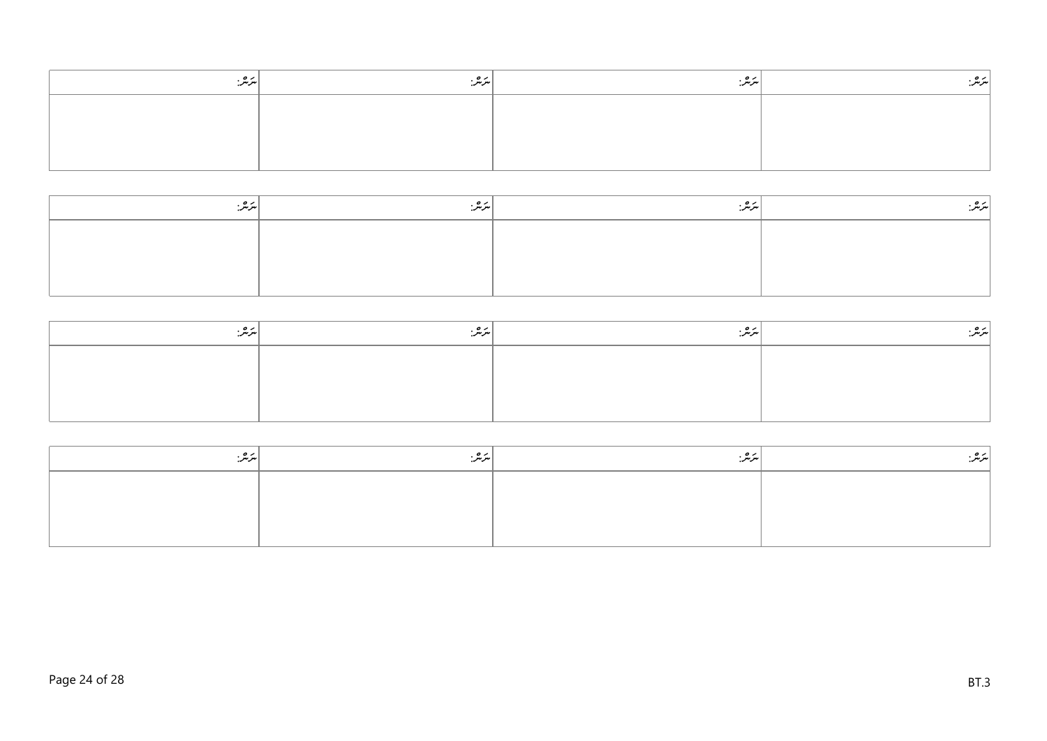| ނަރަށް: | ނަރަށް: | ނަރަށް: | ނަރަށް: |
|---|---|---|---|
| | | | |

| ނަރަށް: | ނަރަށް: | ނަރަށް: | ނަރަށް: |
|---|---|---|---|
| | | | |

| ނަރަށް: | ނަރަށް: | ނަރަށް: | ނަރަށް: |
|---|---|---|---|
| | | | |

| ނަރަށް: | ނަރަށް: | ނަރަށް: | ނަރަށް: |
|---|---|---|---|
| | | | |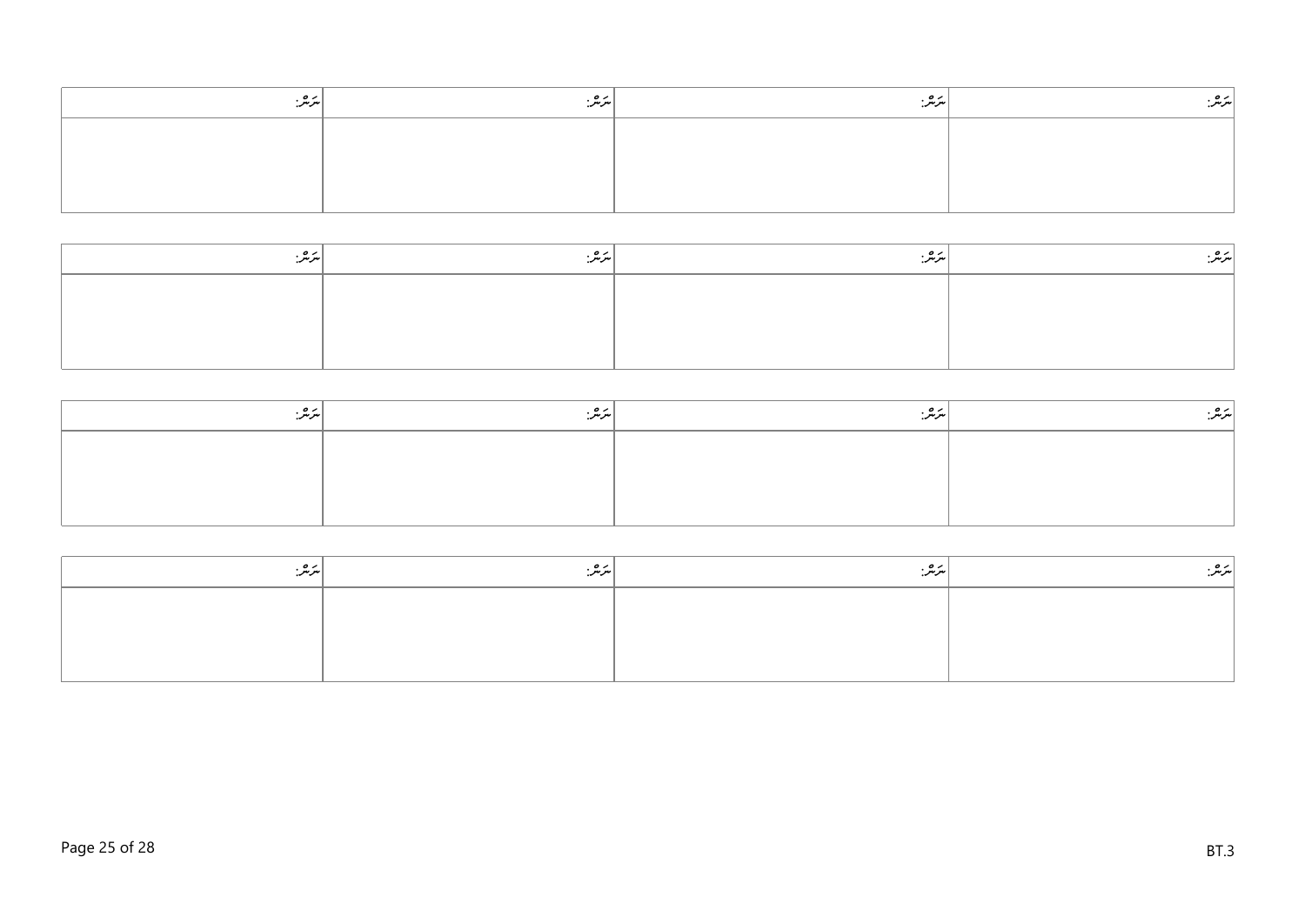| ނަރަ: | ނަރަ: | ނަރަ: | ނަރަ: |
|---|---|---|---|
| | | | |

| ނަރަ: | ނަރަ: | ނަރަ: | ނަރަ: |
|---|---|---|---|
| | | | |

| ނަރަ: | ނަރަ: | ނަރަ: | ނަރަ: |
|---|---|---|---|
| | | | |

| ނަރަ: | ނަރަ: | ނަރަ: | ނަރަ: |
|---|---|---|---|
| | | | |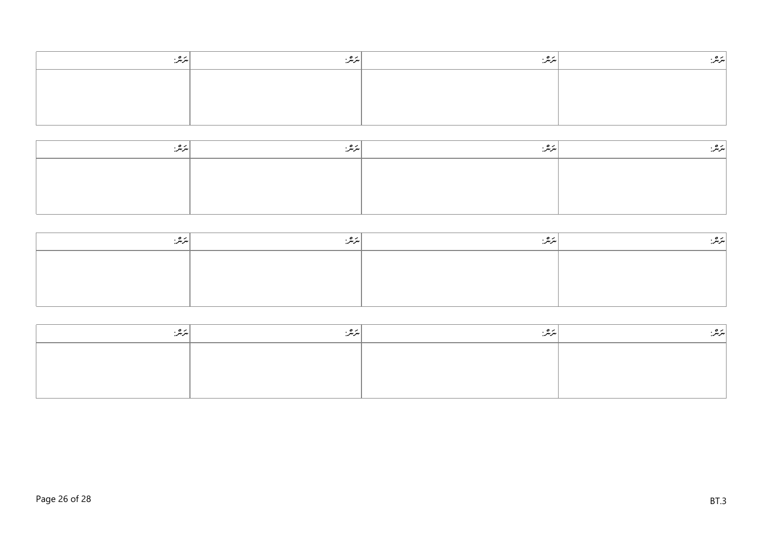| ނަރަށް: | ނަރަށް: | ނަރަށް: | ނަރަށް: |
| --- | --- | --- | --- |
| | | | |

| ނަރަށް: | ނަރަށް: | ނަރަށް: | ނަރަށް: |
| --- | --- | --- | --- |
| | | | |

| ނަރަށް: | ނަރަށް: | ނަރަށް: | ނަރަށް: |
| --- | --- | --- | --- |
| | | | |

| ނަރަށް: | ނަރަށް: | ނަރަށް: | ނަރަށް: |
| --- | --- | --- | --- |
| | | | |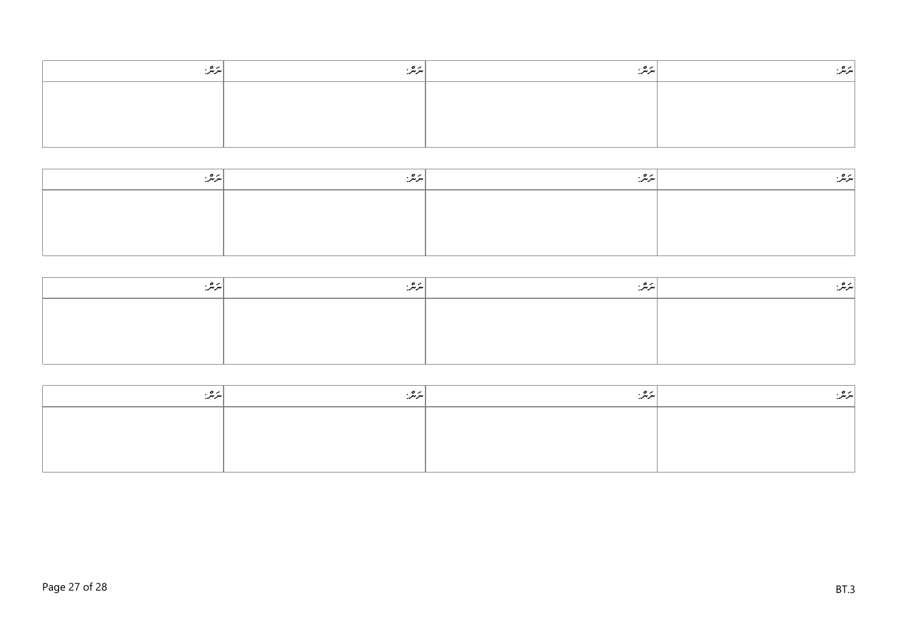| ޝަރުޙު: | ޝަރުޙު: | ޝަރުޙު: | ޝަރުޙު: |
| --- | --- | --- | --- |
| | | | |

| ޝަރުޙު: | ޝަރުޙު: | ޝަރުޙު: | ޝަރުޙު: |
| --- | --- | --- | --- |
| | | | |

| ޝަރުޙު: | ޝަރުޙު: | ޝަރުޙު: | ޝަރުޙު: |
| --- | --- | --- | --- |
| | | | |

| ޝަރުޙު: | ޝަރުޙު: | ޝަރުޙު: | ޝަރުޙު: |
| --- | --- | --- | --- |
| | | | |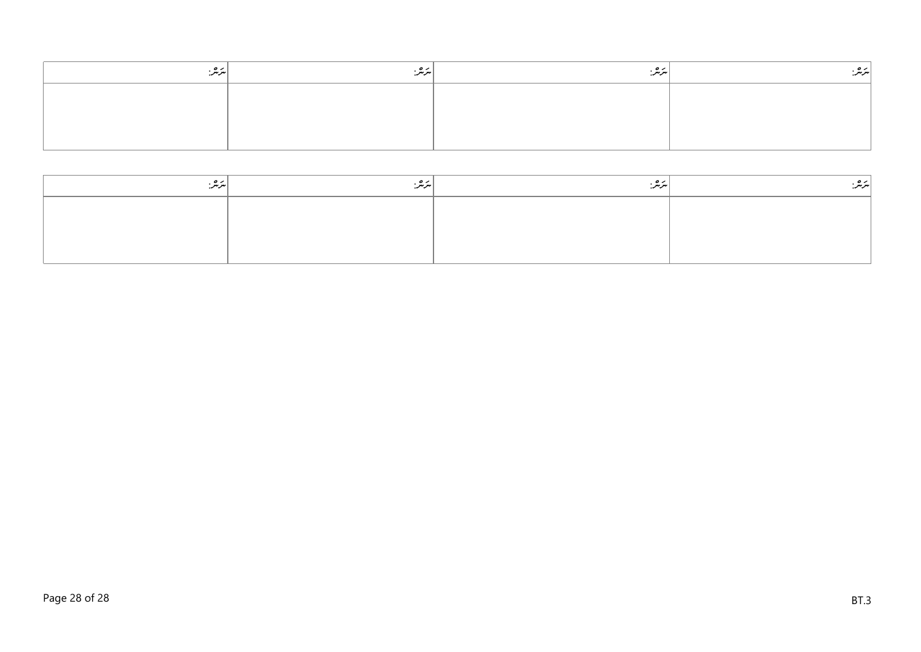| ނަރުދ: | ނަރުދ: | ނަރުދ: | ނަރުދ: |
| --- | --- | --- | --- |
| | | | |

| ނަރުދ: | ނަރުދ: | ނަރުދ: | ނަރުދ: |
| --- | --- | --- | --- |
| | | | |